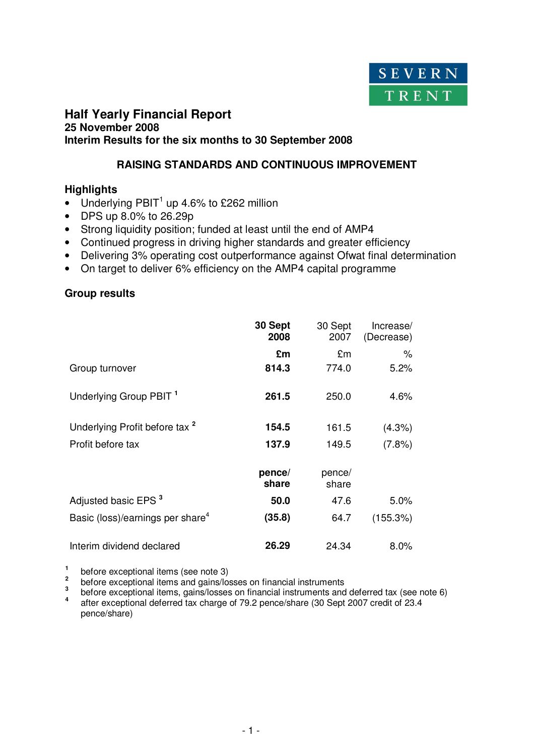SEVERN TRENT

# Half Yearly Financial Report

**25 November 2008**

**Interim Results for the six months to 30 September 2008**

## RAISING STANDARDS AND CONTINUOUS IMPROVEMENT

### Highlights

- Underlying PBIT[1] up 4.6% to £262 million
- DPS up 8.0% to 26.29p
- Strong liquidity position; funded at least until the end of AMP4
- Continued progress in driving higher standards and greater efficiency
- Delivering 3% operating cost outperformance against Ofwat final determination
- On target to deliver 6% efficiency on the AMP4 capital programme

### Group results

| | **30 Sept 2008** | 30 Sept 2007 | Increase/ (Decrease) |
|---|---|---|---|
| | **£m** | £m | % |
| Group turnover | **814.3** | 774.0 | 5.2% |
| Underlying Group PBIT [1] | **261.5** | 250.0 | 4.6% |
| Underlying Profit before tax [2] | **154.5** | 161.5 | (4.3%) |
| Profit before tax | **137.9** | 149.5 | (7.8%) |
| | **pence/ share** | pence/ share | |
| Adjusted basic EPS [3] | **50.0** | 47.6 | 5.0% |
| Basic (loss)/earnings per share[4] | **(35.8)** | 64.7 | (155.3%) |
| Interim dividend declared | **26.29** | 24.34 | 8.0% |

[1] before exceptional items (see note 3)
[2] before exceptional items and gains/losses on financial instruments
[3] before exceptional items, gains/losses on financial instruments and deferred tax (see note 6)
[4] after exceptional deferred tax charge of 79.2 pence/share (30 Sept 2007 credit of 23.4 pence/share)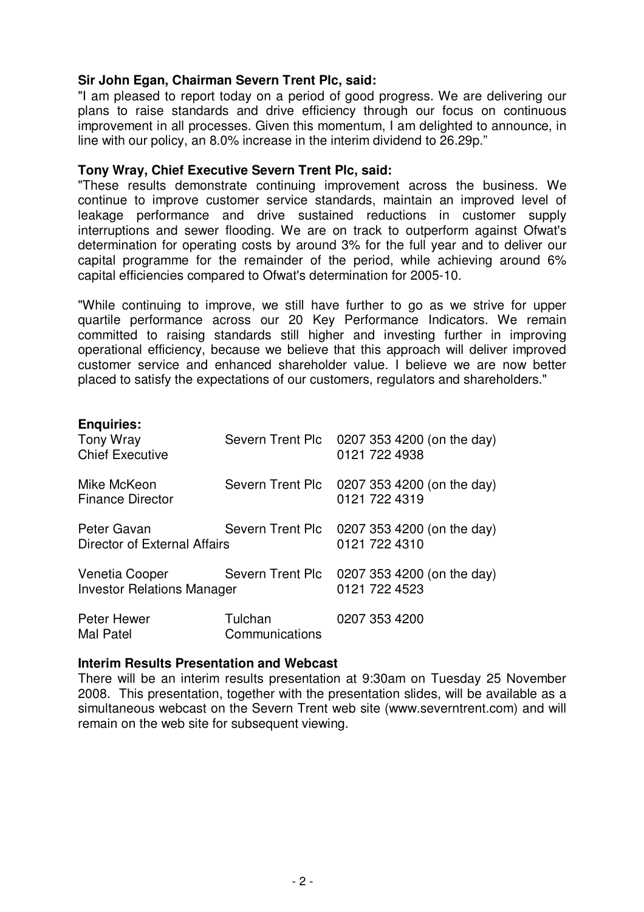**Sir John Egan, Chairman Severn Trent Plc, said:**

"I am pleased to report today on a period of good progress. We are delivering our plans to raise standards and drive efficiency through our focus on continuous improvement in all processes. Given this momentum, I am delighted to announce, in line with our policy, an 8.0% increase in the interim dividend to 26.29p."

**Tony Wray, Chief Executive Severn Trent Plc, said:**

"These results demonstrate continuing improvement across the business. We continue to improve customer service standards, maintain an improved level of leakage performance and drive sustained reductions in customer supply interruptions and sewer flooding. We are on track to outperform against Ofwat's determination for operating costs by around 3% for the full year and to deliver our capital programme for the remainder of the period, while achieving around 6% capital efficiencies compared to Ofwat's determination for 2005-10.

"While continuing to improve, we still have further to go as we strive for upper quartile performance across our 20 Key Performance Indicators. We remain committed to raising standards still higher and investing further in improving operational efficiency, because we believe that this approach will deliver improved customer service and enhanced shareholder value. I believe we are now better placed to satisfy the expectations of our customers, regulators and shareholders."

**Enquiries:**

| | | |
|---|---|---|
| Tony Wray<br>Chief Executive | Severn Trent Plc | 0207 353 4200 (on the day)<br>0121 722 4938 |
| Mike McKeon<br>Finance Director | Severn Trent Plc | 0207 353 4200 (on the day)<br>0121 722 4319 |
| Peter Gavan<br>Director of External Affairs | Severn Trent Plc | 0207 353 4200 (on the day)<br>0121 722 4310 |
| Venetia Cooper<br>Investor Relations Manager | Severn Trent Plc | 0207 353 4200 (on the day)<br>0121 722 4523 |
| Peter Hewer<br>Mal Patel | Tulchan Communications | 0207 353 4200 |

**Interim Results Presentation and Webcast**

There will be an interim results presentation at 9:30am on Tuesday 25 November 2008. This presentation, together with the presentation slides, will be available as a simultaneous webcast on the Severn Trent web site (www.severntrent.com) and will remain on the web site for subsequent viewing.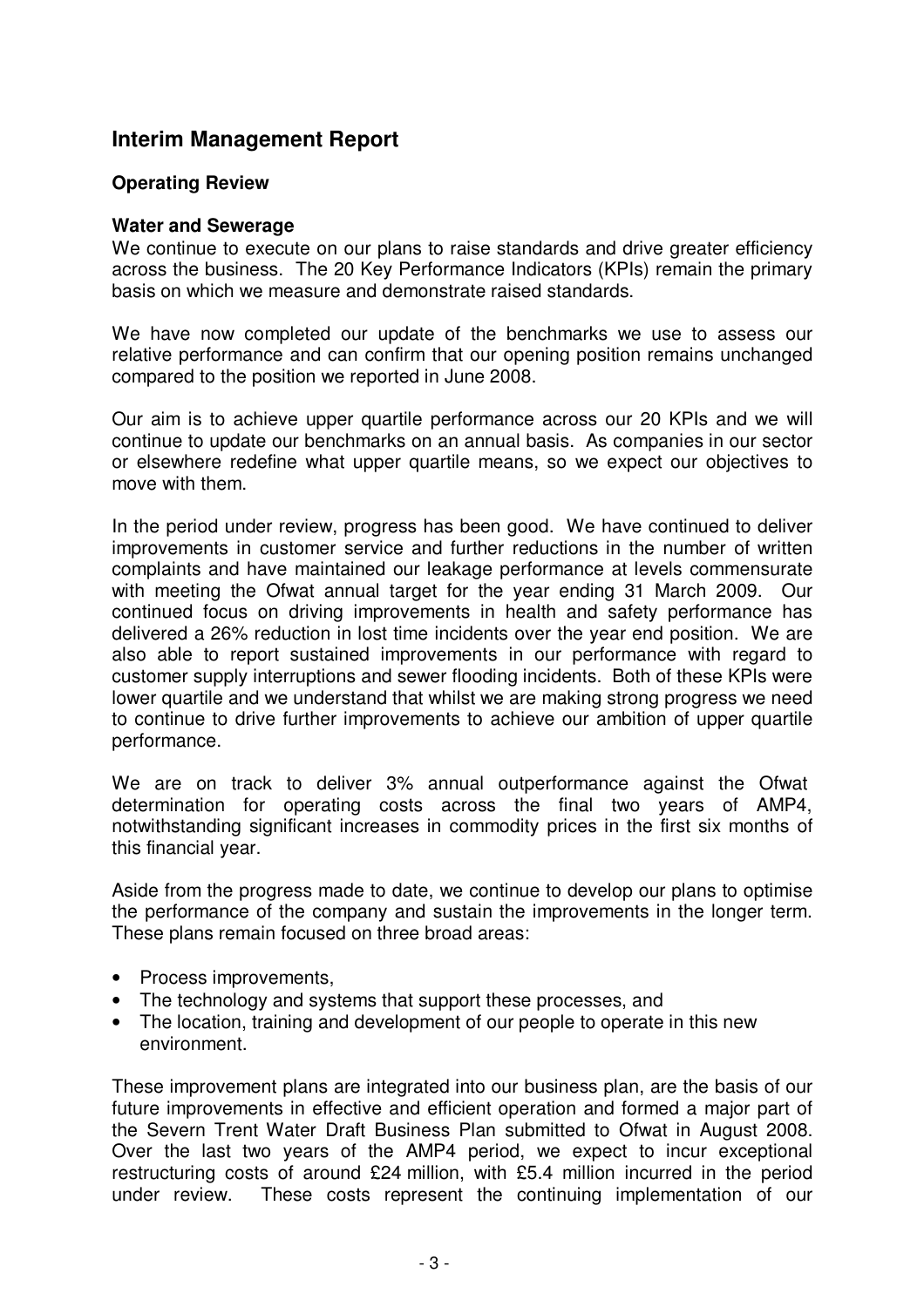# Interim Management Report

## Operating Review

### Water and Sewerage

We continue to execute on our plans to raise standards and drive greater efficiency across the business. The 20 Key Performance Indicators (KPIs) remain the primary basis on which we measure and demonstrate raised standards.

We have now completed our update of the benchmarks we use to assess our relative performance and can confirm that our opening position remains unchanged compared to the position we reported in June 2008.

Our aim is to achieve upper quartile performance across our 20 KPIs and we will continue to update our benchmarks on an annual basis. As companies in our sector or elsewhere redefine what upper quartile means, so we expect our objectives to move with them.

In the period under review, progress has been good. We have continued to deliver improvements in customer service and further reductions in the number of written complaints and have maintained our leakage performance at levels commensurate with meeting the Ofwat annual target for the year ending 31 March 2009. Our continued focus on driving improvements in health and safety performance has delivered a 26% reduction in lost time incidents over the year end position. We are also able to report sustained improvements in our performance with regard to customer supply interruptions and sewer flooding incidents. Both of these KPIs were lower quartile and we understand that whilst we are making strong progress we need to continue to drive further improvements to achieve our ambition of upper quartile performance.

We are on track to deliver 3% annual outperformance against the Ofwat determination for operating costs across the final two years of AMP4, notwithstanding significant increases in commodity prices in the first six months of this financial year.

Aside from the progress made to date, we continue to develop our plans to optimise the performance of the company and sustain the improvements in the longer term. These plans remain focused on three broad areas:

- Process improvements,
- The technology and systems that support these processes, and
- The location, training and development of our people to operate in this new environment.

These improvement plans are integrated into our business plan, are the basis of our future improvements in effective and efficient operation and formed a major part of the Severn Trent Water Draft Business Plan submitted to Ofwat in August 2008. Over the last two years of the AMP4 period, we expect to incur exceptional restructuring costs of around £24 million, with £5.4 million incurred in the period under review. These costs represent the continuing implementation of our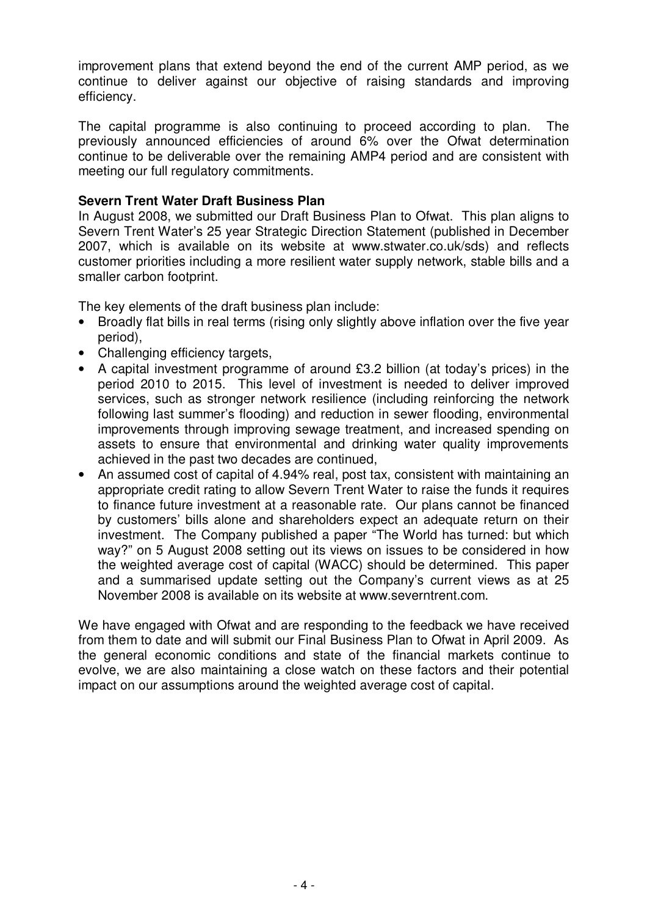improvement plans that extend beyond the end of the current AMP period, as we continue to deliver against our objective of raising standards and improving efficiency.

The capital programme is also continuing to proceed according to plan. The previously announced efficiencies of around 6% over the Ofwat determination continue to be deliverable over the remaining AMP4 period and are consistent with meeting our full regulatory commitments.

**Severn Trent Water Draft Business Plan**

In August 2008, we submitted our Draft Business Plan to Ofwat. This plan aligns to Severn Trent Water's 25 year Strategic Direction Statement (published in December 2007, which is available on its website at www.stwater.co.uk/sds) and reflects customer priorities including a more resilient water supply network, stable bills and a smaller carbon footprint.

The key elements of the draft business plan include:

- Broadly flat bills in real terms (rising only slightly above inflation over the five year period),
- Challenging efficiency targets,
- A capital investment programme of around £3.2 billion (at today's prices) in the period 2010 to 2015. This level of investment is needed to deliver improved services, such as stronger network resilience (including reinforcing the network following last summer's flooding) and reduction in sewer flooding, environmental improvements through improving sewage treatment, and increased spending on assets to ensure that environmental and drinking water quality improvements achieved in the past two decades are continued,
- An assumed cost of capital of 4.94% real, post tax, consistent with maintaining an appropriate credit rating to allow Severn Trent Water to raise the funds it requires to finance future investment at a reasonable rate. Our plans cannot be financed by customers' bills alone and shareholders expect an adequate return on their investment. The Company published a paper "The World has turned: but which way?" on 5 August 2008 setting out its views on issues to be considered in how the weighted average cost of capital (WACC) should be determined. This paper and a summarised update setting out the Company's current views as at 25 November 2008 is available on its website at www.severntrent.com.

We have engaged with Ofwat and are responding to the feedback we have received from them to date and will submit our Final Business Plan to Ofwat in April 2009. As the general economic conditions and state of the financial markets continue to evolve, we are also maintaining a close watch on these factors and their potential impact on our assumptions around the weighted average cost of capital.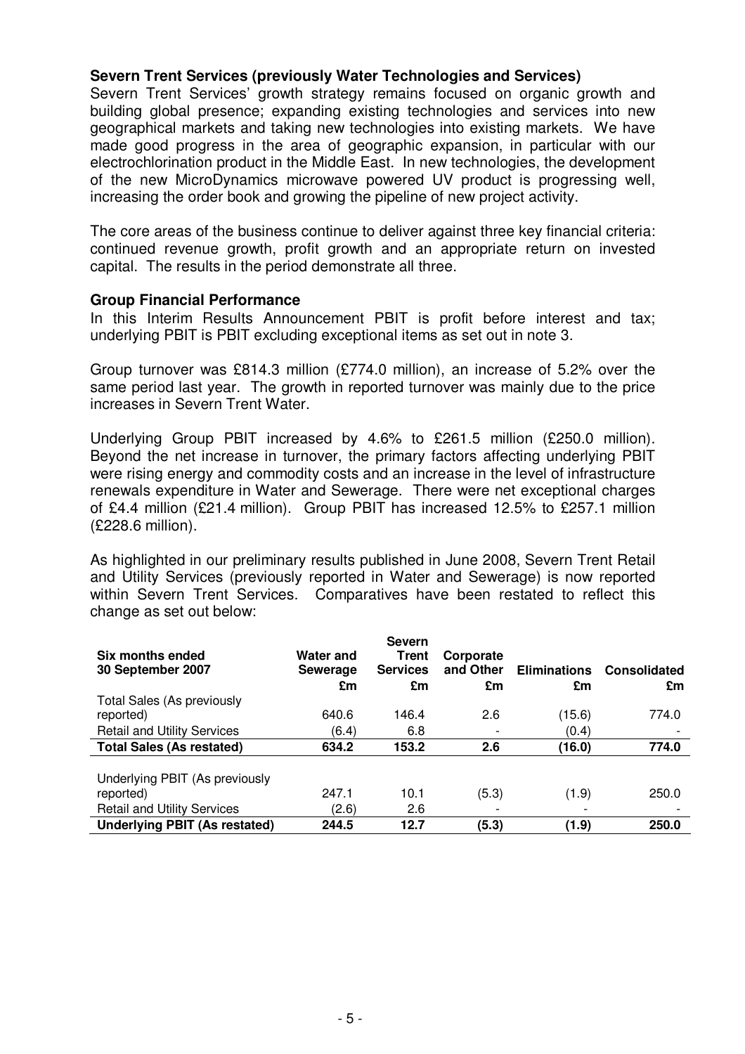### Severn Trent Services (previously Water Technologies and Services)

Severn Trent Services' growth strategy remains focused on organic growth and building global presence; expanding existing technologies and services into new geographical markets and taking new technologies into existing markets. We have made good progress in the area of geographic expansion, in particular with our electrochlorination product in the Middle East. In new technologies, the development of the new MicroDynamics microwave powered UV product is progressing well, increasing the order book and growing the pipeline of new project activity.

The core areas of the business continue to deliver against three key financial criteria: continued revenue growth, profit growth and an appropriate return on invested capital. The results in the period demonstrate all three.

### Group Financial Performance

In this Interim Results Announcement PBIT is profit before interest and tax; underlying PBIT is PBIT excluding exceptional items as set out in note 3.

Group turnover was £814.3 million (£774.0 million), an increase of 5.2% over the same period last year. The growth in reported turnover was mainly due to the price increases in Severn Trent Water.

Underlying Group PBIT increased by 4.6% to £261.5 million (£250.0 million). Beyond the net increase in turnover, the primary factors affecting underlying PBIT were rising energy and commodity costs and an increase in the level of infrastructure renewals expenditure in Water and Sewerage. There were net exceptional charges of £4.4 million (£21.4 million). Group PBIT has increased 12.5% to £257.1 million (£228.6 million).

As highlighted in our preliminary results published in June 2008, Severn Trent Retail and Utility Services (previously reported in Water and Sewerage) is now reported within Severn Trent Services. Comparatives have been restated to reflect this change as set out below:

| Six months ended 30 September 2007 | Water and Sewerage £m | Severn Trent Services £m | Corporate and Other £m | Eliminations £m | Consolidated £m |
|---|---|---|---|---|---|
| Total Sales (As previously reported) | 640.6 | 146.4 | 2.6 | (15.6) | 774.0 |
| Retail and Utility Services | (6.4) | 6.8 | - | (0.4) | - |
| **Total Sales (As restated)** | **634.2** | **153.2** | **2.6** | **(16.0)** | **774.0** |
| | | | | | |
| Underlying PBIT (As previously reported) | 247.1 | 10.1 | (5.3) | (1.9) | 250.0 |
| Retail and Utility Services | (2.6) | 2.6 | - | - | - |
| **Underlying PBIT (As restated)** | **244.5** | **12.7** | **(5.3)** | **(1.9)** | **250.0** |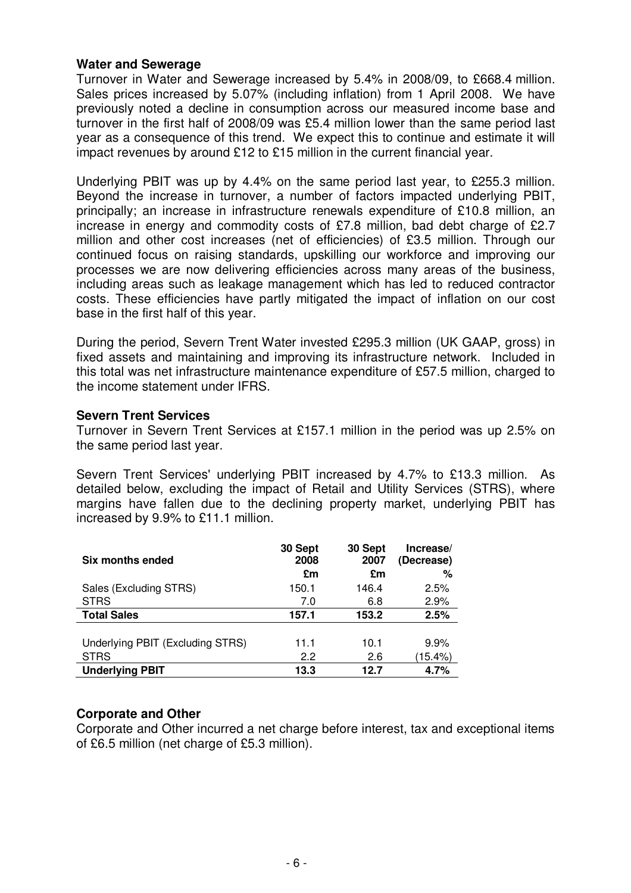**Water and Sewerage**

Turnover in Water and Sewerage increased by 5.4% in 2008/09, to £668.4 million. Sales prices increased by 5.07% (including inflation) from 1 April 2008. We have previously noted a decline in consumption across our measured income base and turnover in the first half of 2008/09 was £5.4 million lower than the same period last year as a consequence of this trend. We expect this to continue and estimate it will impact revenues by around £12 to £15 million in the current financial year.

Underlying PBIT was up by 4.4% on the same period last year, to £255.3 million. Beyond the increase in turnover, a number of factors impacted underlying PBIT, principally; an increase in infrastructure renewals expenditure of £10.8 million, an increase in energy and commodity costs of £7.8 million, bad debt charge of £2.7 million and other cost increases (net of efficiencies) of £3.5 million. Through our continued focus on raising standards, upskilling our workforce and improving our processes we are now delivering efficiencies across many areas of the business, including areas such as leakage management which has led to reduced contractor costs. These efficiencies have partly mitigated the impact of inflation on our cost base in the first half of this year.

During the period, Severn Trent Water invested £295.3 million (UK GAAP, gross) in fixed assets and maintaining and improving its infrastructure network. Included in this total was net infrastructure maintenance expenditure of £57.5 million, charged to the income statement under IFRS.

**Severn Trent Services**

Turnover in Severn Trent Services at £157.1 million in the period was up 2.5% on the same period last year.

Severn Trent Services' underlying PBIT increased by 4.7% to £13.3 million. As detailed below, excluding the impact of Retail and Utility Services (STRS), where margins have fallen due to the declining property market, underlying PBIT has increased by 9.9% to £11.1 million.

| Six months ended | 30 Sept 2008 | 30 Sept 2007 | Increase/ (Decrease) |
|---|---|---|---|
| | £m | £m | % |
| Sales (Excluding STRS) | 150.1 | 146.4 | 2.5% |
| STRS | 7.0 | 6.8 | 2.9% |
| **Total Sales** | **157.1** | **153.2** | **2.5%** |
| | | | |
| Underlying PBIT (Excluding STRS) | 11.1 | 10.1 | 9.9% |
| STRS | 2.2 | 2.6 | (15.4%) |
| **Underlying PBIT** | **13.3** | **12.7** | **4.7%** |

**Corporate and Other**

Corporate and Other incurred a net charge before interest, tax and exceptional items of £6.5 million (net charge of £5.3 million).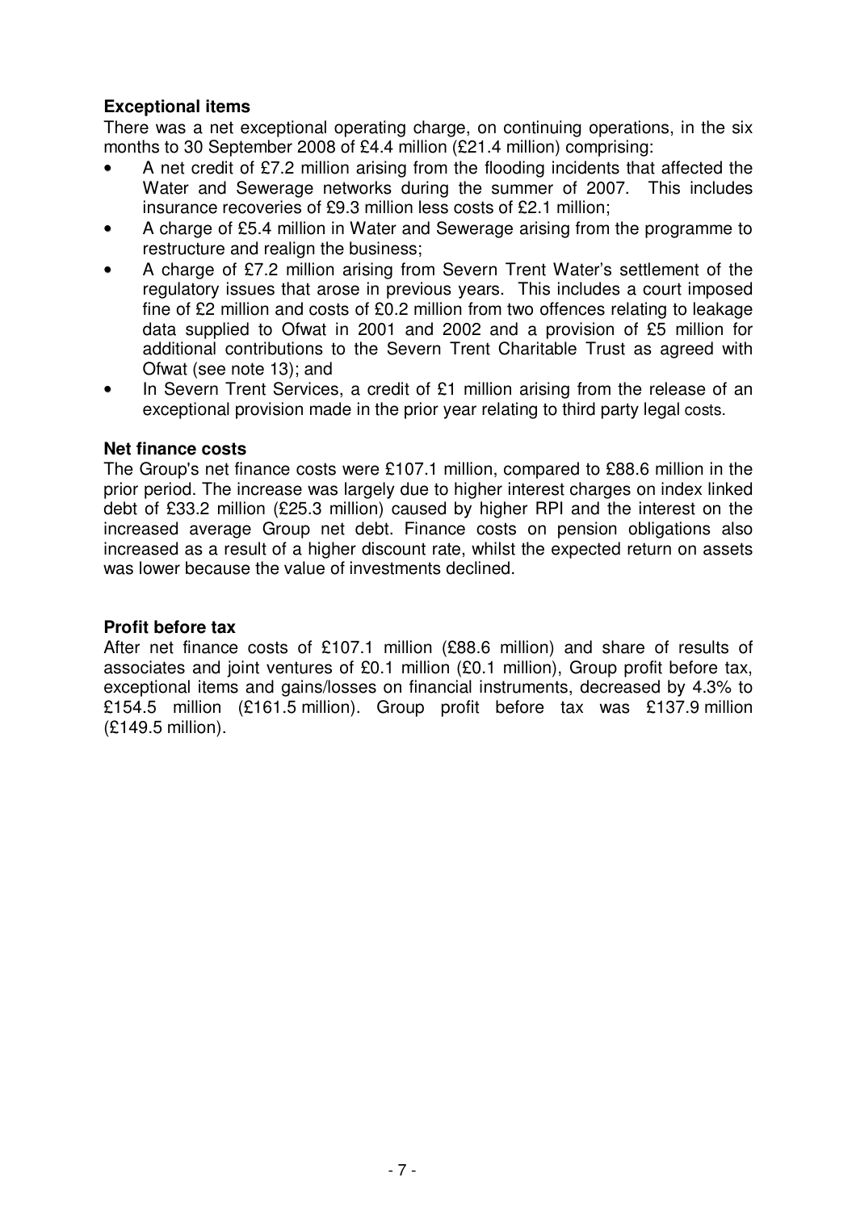**Exceptional items**

There was a net exceptional operating charge, on continuing operations, in the six months to 30 September 2008 of £4.4 million (£21.4 million) comprising:

- A net credit of £7.2 million arising from the flooding incidents that affected the Water and Sewerage networks during the summer of 2007. This includes insurance recoveries of £9.3 million less costs of £2.1 million;
- A charge of £5.4 million in Water and Sewerage arising from the programme to restructure and realign the business;
- A charge of £7.2 million arising from Severn Trent Water's settlement of the regulatory issues that arose in previous years. This includes a court imposed fine of £2 million and costs of £0.2 million from two offences relating to leakage data supplied to Ofwat in 2001 and 2002 and a provision of £5 million for additional contributions to the Severn Trent Charitable Trust as agreed with Ofwat (see note 13); and
- In Severn Trent Services, a credit of £1 million arising from the release of an exceptional provision made in the prior year relating to third party legal costs.

**Net finance costs**

The Group's net finance costs were £107.1 million, compared to £88.6 million in the prior period. The increase was largely due to higher interest charges on index linked debt of £33.2 million (£25.3 million) caused by higher RPI and the interest on the increased average Group net debt. Finance costs on pension obligations also increased as a result of a higher discount rate, whilst the expected return on assets was lower because the value of investments declined.

**Profit before tax**

After net finance costs of £107.1 million (£88.6 million) and share of results of associates and joint ventures of £0.1 million (£0.1 million), Group profit before tax, exceptional items and gains/losses on financial instruments, decreased by 4.3% to £154.5 million (£161.5 million). Group profit before tax was £137.9 million (£149.5 million).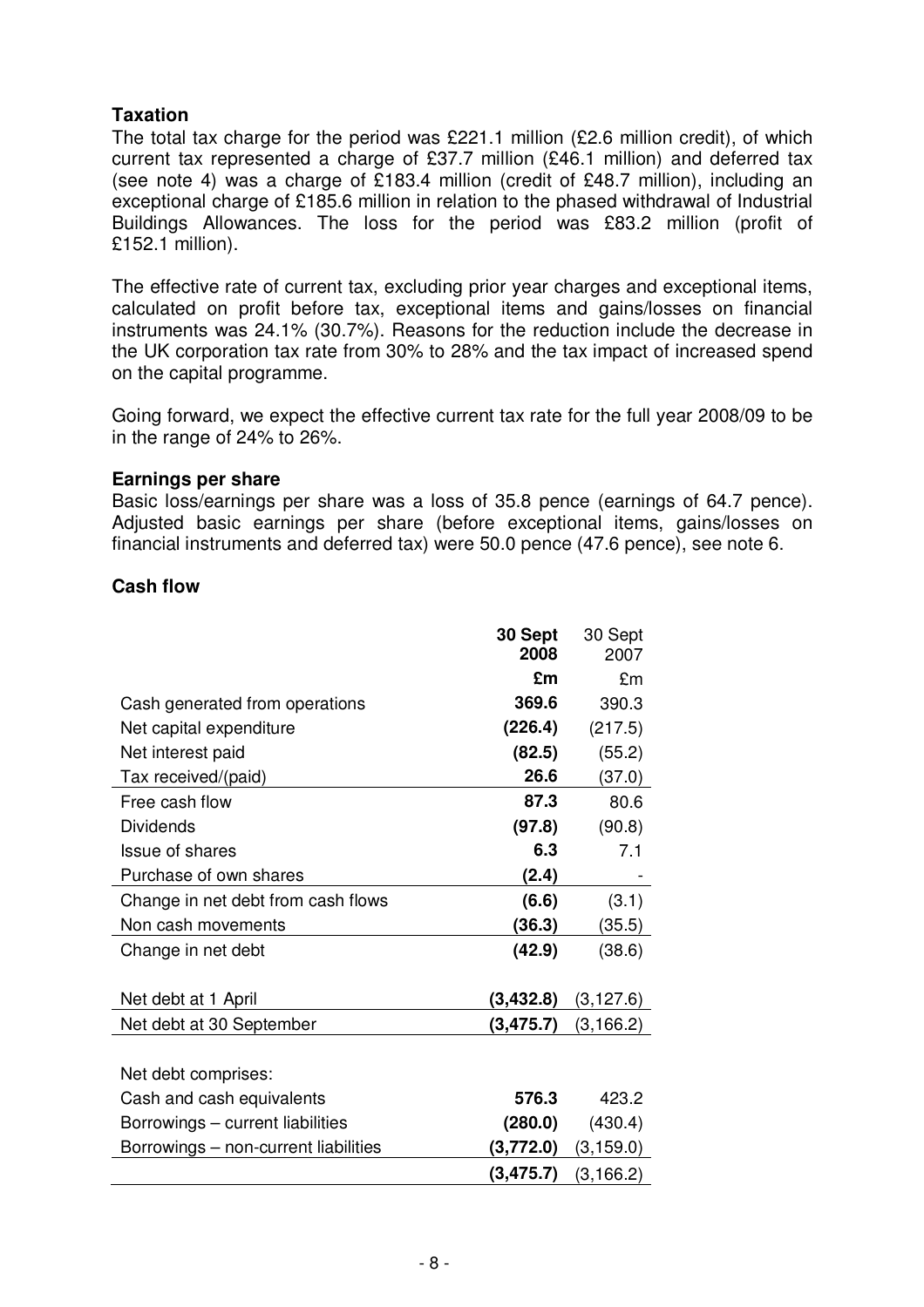**Taxation**

The total tax charge for the period was £221.1 million (£2.6 million credit), of which current tax represented a charge of £37.7 million (£46.1 million) and deferred tax (see note 4) was a charge of £183.4 million (credit of £48.7 million), including an exceptional charge of £185.6 million in relation to the phased withdrawal of Industrial Buildings Allowances. The loss for the period was £83.2 million (profit of £152.1 million).

The effective rate of current tax, excluding prior year charges and exceptional items, calculated on profit before tax, exceptional items and gains/losses on financial instruments was 24.1% (30.7%). Reasons for the reduction include the decrease in the UK corporation tax rate from 30% to 28% and the tax impact of increased spend on the capital programme.

Going forward, we expect the effective current tax rate for the full year 2008/09 to be in the range of 24% to 26%.

**Earnings per share**

Basic loss/earnings per share was a loss of 35.8 pence (earnings of 64.7 pence). Adjusted basic earnings per share (before exceptional items, gains/losses on financial instruments and deferred tax) were 50.0 pence (47.6 pence), see note 6.

**Cash flow**

| | **30 Sept 2008** | 30 Sept 2007 |
|---|---|---|
| | **£m** | £m |
| Cash generated from operations | **369.6** | 390.3 |
| Net capital expenditure | **(226.4)** | (217.5) |
| Net interest paid | **(82.5)** | (55.2) |
| Tax received/(paid) | **26.6** | (37.0) |
| Free cash flow | **87.3** | 80.6 |
| Dividends | **(97.8)** | (90.8) |
| Issue of shares | **6.3** | 7.1 |
| Purchase of own shares | **(2.4)** | - |
| Change in net debt from cash flows | **(6.6)** | (3.1) |
| Non cash movements | **(36.3)** | (35.5) |
| Change in net debt | **(42.9)** | (38.6) |
| | | |
| Net debt at 1 April | **(3,432.8)** | (3,127.6) |
| Net debt at 30 September | **(3,475.7)** | (3,166.2) |
| | | |
| Net debt comprises: | | |
| Cash and cash equivalents | **576.3** | 423.2 |
| Borrowings – current liabilities | **(280.0)** | (430.4) |
| Borrowings – non-current liabilities | **(3,772.0)** | (3,159.0) |
| | **(3,475.7)** | (3,166.2) |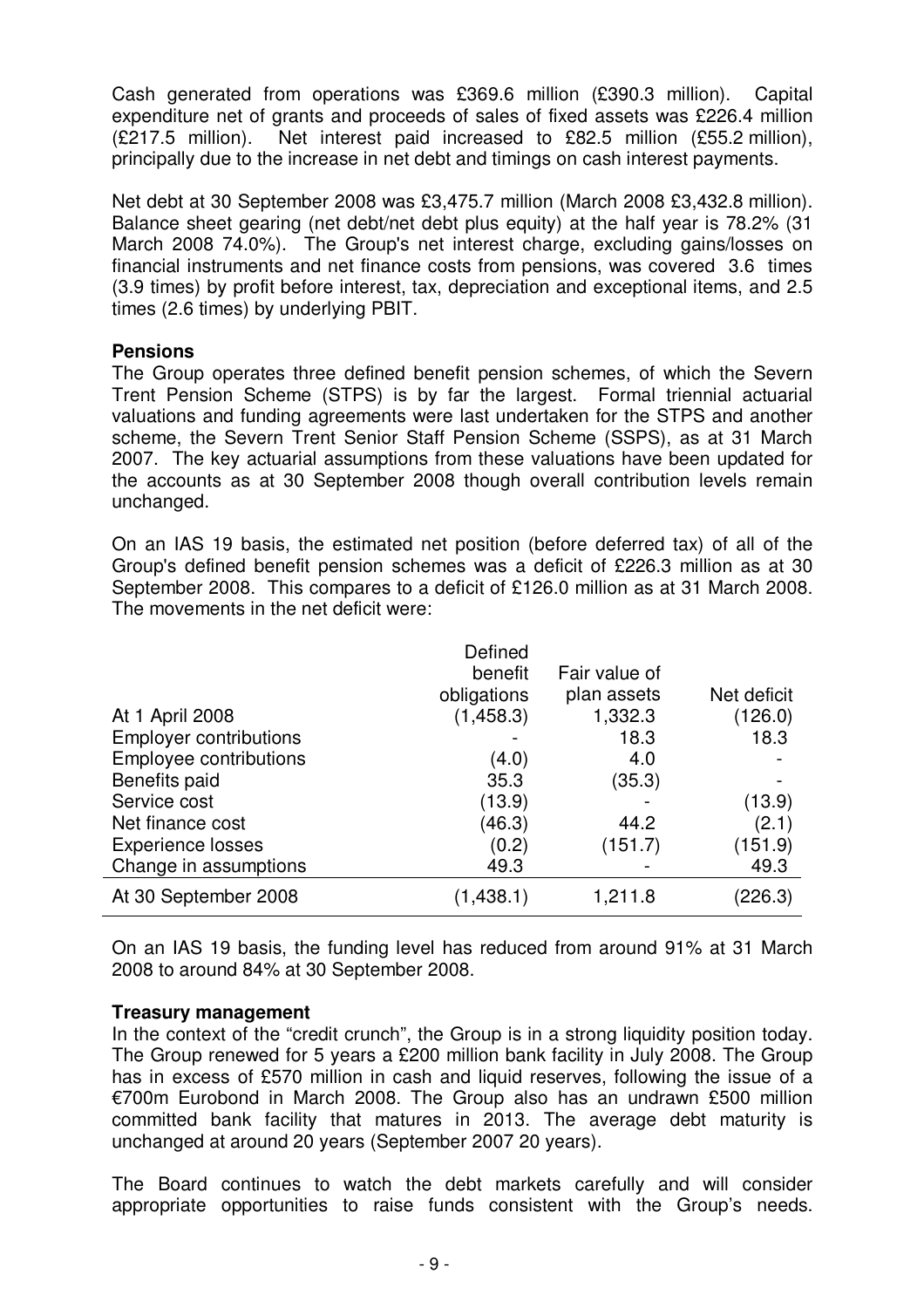Cash generated from operations was £369.6 million (£390.3 million). Capital expenditure net of grants and proceeds of sales of fixed assets was £226.4 million (£217.5 million). Net interest paid increased to £82.5 million (£55.2 million), principally due to the increase in net debt and timings on cash interest payments.

Net debt at 30 September 2008 was £3,475.7 million (March 2008 £3,432.8 million). Balance sheet gearing (net debt/net debt plus equity) at the half year is 78.2% (31 March 2008 74.0%). The Group's net interest charge, excluding gains/losses on financial instruments and net finance costs from pensions, was covered 3.6 times (3.9 times) by profit before interest, tax, depreciation and exceptional items, and 2.5 times (2.6 times) by underlying PBIT.

**Pensions**

The Group operates three defined benefit pension schemes, of which the Severn Trent Pension Scheme (STPS) is by far the largest. Formal triennial actuarial valuations and funding agreements were last undertaken for the STPS and another scheme, the Severn Trent Senior Staff Pension Scheme (SSPS), as at 31 March 2007. The key actuarial assumptions from these valuations have been updated for the accounts as at 30 September 2008 though overall contribution levels remain unchanged.

On an IAS 19 basis, the estimated net position (before deferred tax) of all of the Group's defined benefit pension schemes was a deficit of £226.3 million as at 30 September 2008. This compares to a deficit of £126.0 million as at 31 March 2008. The movements in the net deficit were:

| | Defined benefit obligations | Fair value of plan assets | Net deficit |
|---|---|---|---|
| At 1 April 2008 | (1,458.3) | 1,332.3 | (126.0) |
| Employer contributions | - | 18.3 | 18.3 |
| Employee contributions | (4.0) | 4.0 | - |
| Benefits paid | 35.3 | (35.3) | - |
| Service cost | (13.9) | - | (13.9) |
| Net finance cost | (46.3) | 44.2 | (2.1) |
| Experience losses | (0.2) | (151.7) | (151.9) |
| Change in assumptions | 49.3 | - | 49.3 |
| At 30 September 2008 | (1,438.1) | 1,211.8 | (226.3) |

On an IAS 19 basis, the funding level has reduced from around 91% at 31 March 2008 to around 84% at 30 September 2008.

**Treasury management**

In the context of the "credit crunch", the Group is in a strong liquidity position today. The Group renewed for 5 years a £200 million bank facility in July 2008. The Group has in excess of £570 million in cash and liquid reserves, following the issue of a €700m Eurobond in March 2008. The Group also has an undrawn £500 million committed bank facility that matures in 2013. The average debt maturity is unchanged at around 20 years (September 2007 20 years).

The Board continues to watch the debt markets carefully and will consider appropriate opportunities to raise funds consistent with the Group's needs.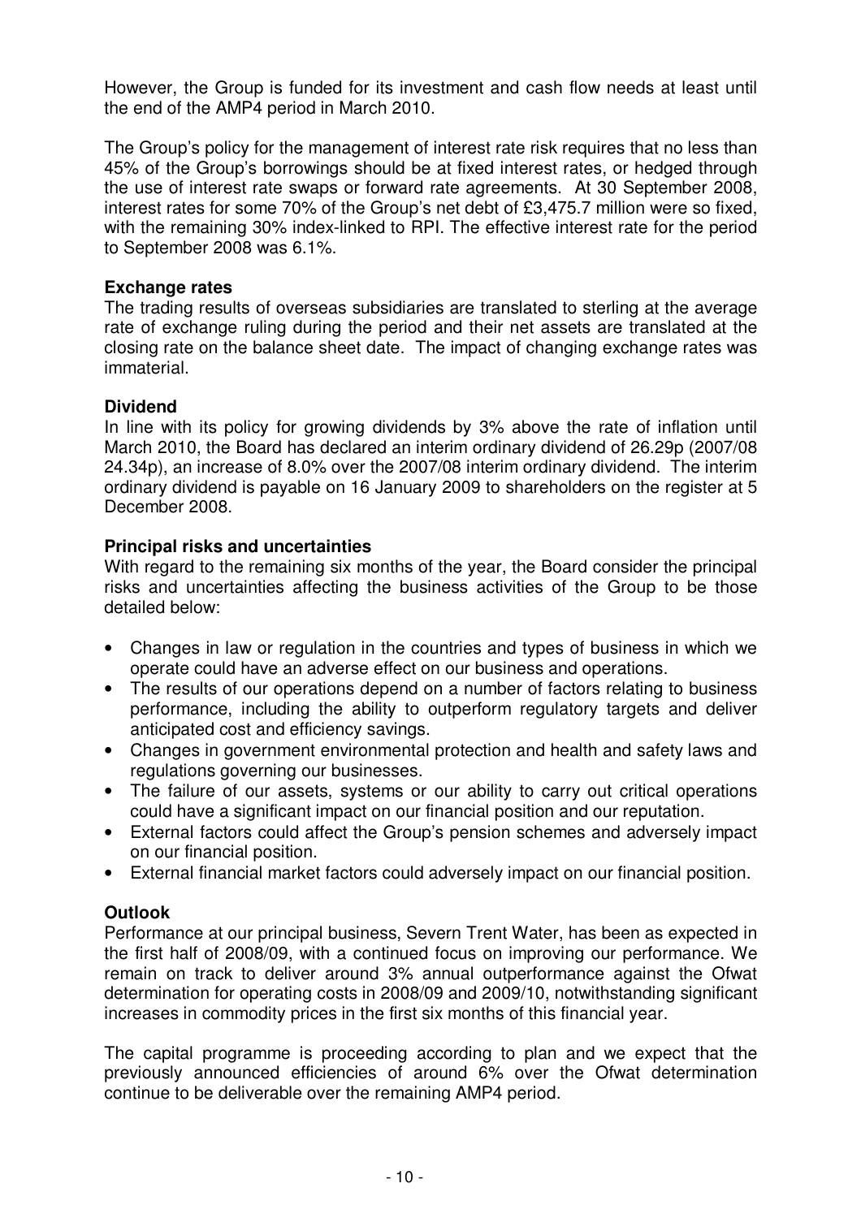However, the Group is funded for its investment and cash flow needs at least until the end of the AMP4 period in March 2010.

The Group's policy for the management of interest rate risk requires that no less than 45% of the Group's borrowings should be at fixed interest rates, or hedged through the use of interest rate swaps or forward rate agreements. At 30 September 2008, interest rates for some 70% of the Group's net debt of £3,475.7 million were so fixed, with the remaining 30% index-linked to RPI. The effective interest rate for the period to September 2008 was 6.1%.

**Exchange rates**

The trading results of overseas subsidiaries are translated to sterling at the average rate of exchange ruling during the period and their net assets are translated at the closing rate on the balance sheet date. The impact of changing exchange rates was immaterial.

**Dividend**

In line with its policy for growing dividends by 3% above the rate of inflation until March 2010, the Board has declared an interim ordinary dividend of 26.29p (2007/08 24.34p), an increase of 8.0% over the 2007/08 interim ordinary dividend. The interim ordinary dividend is payable on 16 January 2009 to shareholders on the register at 5 December 2008.

**Principal risks and uncertainties**

With regard to the remaining six months of the year, the Board consider the principal risks and uncertainties affecting the business activities of the Group to be those detailed below:

- Changes in law or regulation in the countries and types of business in which we operate could have an adverse effect on our business and operations.
- The results of our operations depend on a number of factors relating to business performance, including the ability to outperform regulatory targets and deliver anticipated cost and efficiency savings.
- Changes in government environmental protection and health and safety laws and regulations governing our businesses.
- The failure of our assets, systems or our ability to carry out critical operations could have a significant impact on our financial position and our reputation.
- External factors could affect the Group's pension schemes and adversely impact on our financial position.
- External financial market factors could adversely impact on our financial position.

**Outlook**

Performance at our principal business, Severn Trent Water, has been as expected in the first half of 2008/09, with a continued focus on improving our performance. We remain on track to deliver around 3% annual outperformance against the Ofwat determination for operating costs in 2008/09 and 2009/10, notwithstanding significant increases in commodity prices in the first six months of this financial year.

The capital programme is proceeding according to plan and we expect that the previously announced efficiencies of around 6% over the Ofwat determination continue to be deliverable over the remaining AMP4 period.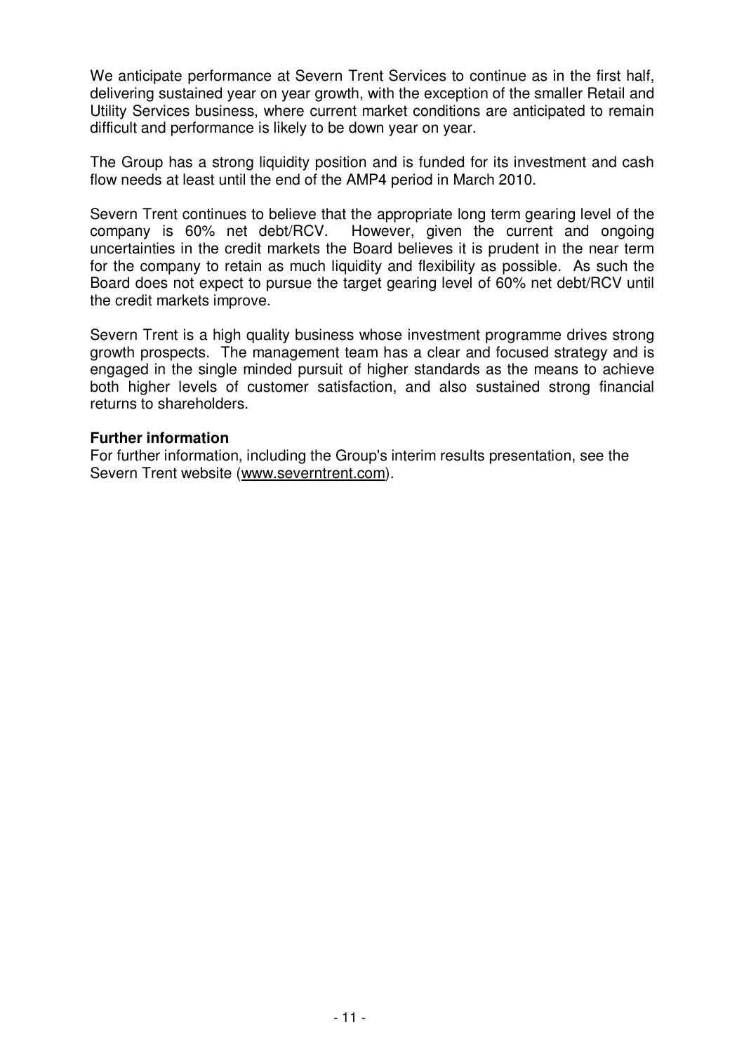We anticipate performance at Severn Trent Services to continue as in the first half, delivering sustained year on year growth, with the exception of the smaller Retail and Utility Services business, where current market conditions are anticipated to remain difficult and performance is likely to be down year on year.

The Group has a strong liquidity position and is funded for its investment and cash flow needs at least until the end of the AMP4 period in March 2010.

Severn Trent continues to believe that the appropriate long term gearing level of the company is 60% net debt/RCV. However, given the current and ongoing uncertainties in the credit markets the Board believes it is prudent in the near term for the company to retain as much liquidity and flexibility as possible. As such the Board does not expect to pursue the target gearing level of 60% net debt/RCV until the credit markets improve.

Severn Trent is a high quality business whose investment programme drives strong growth prospects. The management team has a clear and focused strategy and is engaged in the single minded pursuit of higher standards as the means to achieve both higher levels of customer satisfaction, and also sustained strong financial returns to shareholders.

**Further information**

For further information, including the Group's interim results presentation, see the Severn Trent website (www.severntrent.com).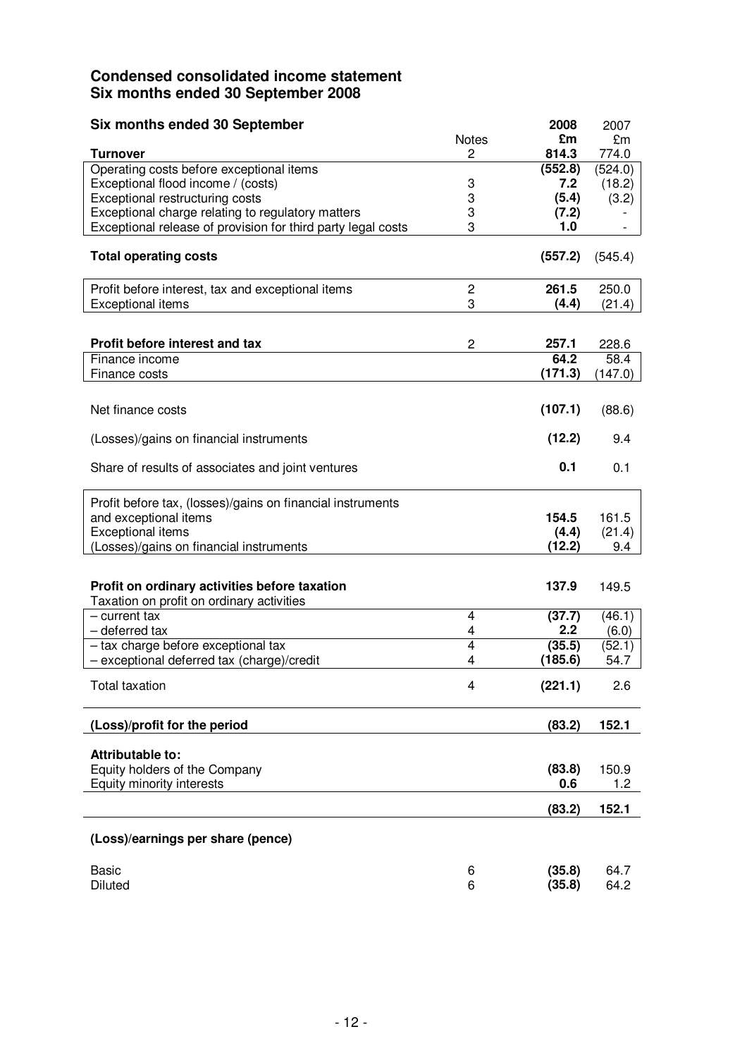## Condensed consolidated income statement
## Six months ended 30 September 2008

| Six months ended 30 September | Notes | 2008 £m | 2007 £m |
|---|---|---|---|
| **Turnover** | 2 | **814.3** | 774.0 |
| Operating costs before exceptional items | | **(552.8)** | (524.0) |
| Exceptional flood income / (costs) | 3 | **7.2** | (18.2) |
| Exceptional restructuring costs | 3 | **(5.4)** | (3.2) |
| Exceptional charge relating to regulatory matters | 3 | **(7.2)** | - |
| Exceptional release of provision for third party legal costs | 3 | **1.0** | - |
| **Total operating costs** | | **(557.2)** | (545.4) |
| Profit before interest, tax and exceptional items | 2 | **261.5** | 250.0 |
| Exceptional items | 3 | **(4.4)** | (21.4) |
| **Profit before interest and tax** | 2 | **257.1** | 228.6 |
| Finance income | | **64.2** | 58.4 |
| Finance costs | | **(171.3)** | (147.0) |
| Net finance costs | | **(107.1)** | (88.6) |
| (Losses)/gains on financial instruments | | **(12.2)** | 9.4 |
| Share of results of associates and joint ventures | | **0.1** | 0.1 |
| Profit before tax, (losses)/gains on financial instruments and exceptional items | | **154.5** | 161.5 |
| Exceptional items | | **(4.4)** | (21.4) |
| (Losses)/gains on financial instruments | | **(12.2)** | 9.4 |
| **Profit on ordinary activities before taxation** | | **137.9** | 149.5 |
| Taxation on profit on ordinary activities | | | |
| – current tax | 4 | **(37.7)** | (46.1) |
| – deferred tax | 4 | **2.2** | (6.0) |
| – tax charge before exceptional tax | 4 | **(35.5)** | (52.1) |
| – exceptional deferred tax (charge)/credit | 4 | **(185.6)** | 54.7 |
| Total taxation | 4 | **(221.1)** | 2.6 |
| **(Loss)/profit for the period** | | **(83.2)** | **152.1** |
| **Attributable to:** | | | |
| Equity holders of the Company | | **(83.8)** | 150.9 |
| Equity minority interests | | **0.6** | 1.2 |
| | | **(83.2)** | **152.1** |
| **(Loss)/earnings per share (pence)** | | | |
| Basic | 6 | **(35.8)** | 64.7 |
| Diluted | 6 | **(35.8)** | 64.2 |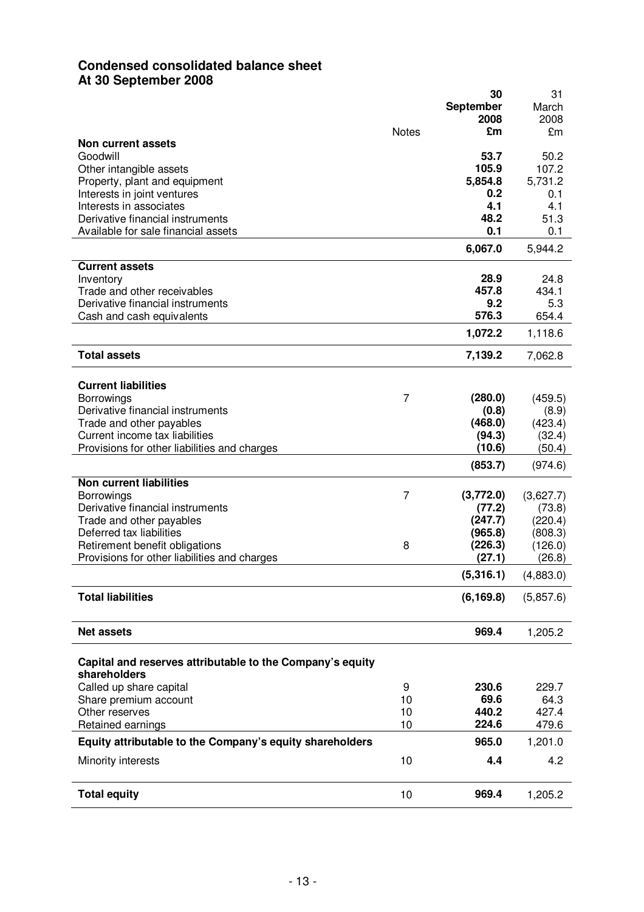## Condensed consolidated balance sheet
## At 30 September 2008

| | Notes | 30 September 2008 £m | 31 March 2008 £m |
|---|---|---|---|
| **Non current assets** | | | |
| Goodwill | | **53.7** | 50.2 |
| Other intangible assets | | **105.9** | 107.2 |
| Property, plant and equipment | | **5,854.8** | 5,731.2 |
| Interests in joint ventures | | **0.2** | 0.1 |
| Interests in associates | | **4.1** | 4.1 |
| Derivative financial instruments | | **48.2** | 51.3 |
| Available for sale financial assets | | **0.1** | 0.1 |
| | | **6,067.0** | 5,944.2 |
| **Current assets** | | | |
| Inventory | | **28.9** | 24.8 |
| Trade and other receivables | | **457.8** | 434.1 |
| Derivative financial instruments | | **9.2** | 5.3 |
| Cash and cash equivalents | | **576.3** | 654.4 |
| | | **1,072.2** | 1,118.6 |
| **Total assets** | | **7,139.2** | 7,062.8 |
| **Current liabilities** | | | |
| Borrowings | 7 | **(280.0)** | (459.5) |
| Derivative financial instruments | | **(0.8)** | (8.9) |
| Trade and other payables | | **(468.0)** | (423.4) |
| Current income tax liabilities | | **(94.3)** | (32.4) |
| Provisions for other liabilities and charges | | **(10.6)** | (50.4) |
| | | **(853.7)** | (974.6) |
| **Non current liabilities** | | | |
| Borrowings | 7 | **(3,772.0)** | (3,627.7) |
| Derivative financial instruments | | **(77.2)** | (73.8) |
| Trade and other payables | | **(247.7)** | (220.4) |
| Deferred tax liabilities | | **(965.8)** | (808.3) |
| Retirement benefit obligations | 8 | **(226.3)** | (126.0) |
| Provisions for other liabilities and charges | | **(27.1)** | (26.8) |
| | | **(5,316.1)** | (4,883.0) |
| **Total liabilities** | | **(6,169.8)** | (5,857.6) |
| **Net assets** | | **969.4** | 1,205.2 |
| **Capital and reserves attributable to the Company's equity shareholders** | | | |
| Called up share capital | 9 | **230.6** | 229.7 |
| Share premium account | 10 | **69.6** | 64.3 |
| Other reserves | 10 | **440.2** | 427.4 |
| Retained earnings | 10 | **224.6** | 479.6 |
| **Equity attributable to the Company's equity shareholders** | | **965.0** | 1,201.0 |
| Minority interests | 10 | **4.4** | 4.2 |
| **Total equity** | 10 | **969.4** | 1,205.2 |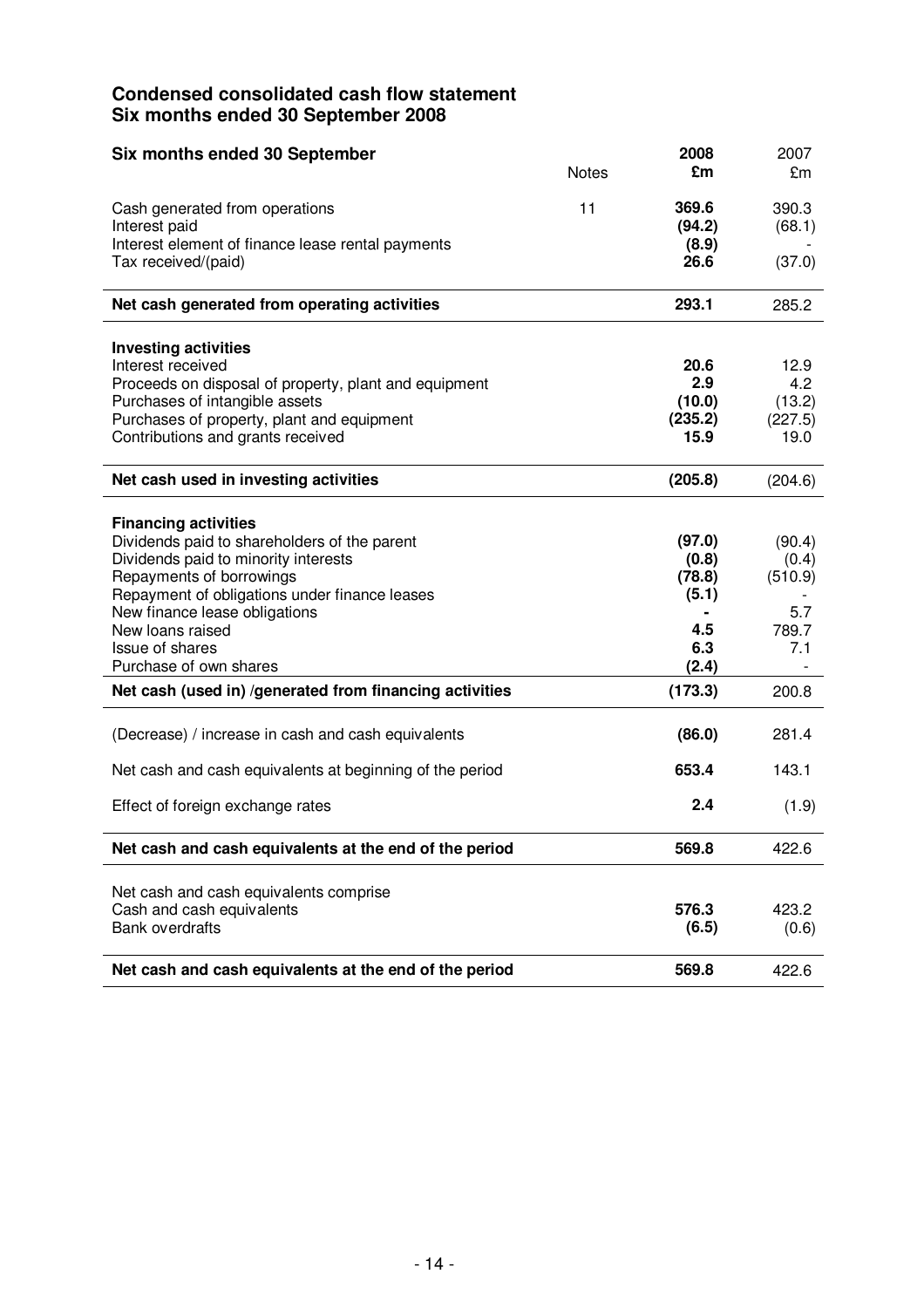## Condensed consolidated cash flow statement
## Six months ended 30 September 2008

| Six months ended 30 September | Notes | 2008 £m | 2007 £m |
|---|---|---|---|
| Cash generated from operations | 11 | **369.6** | 390.3 |
| Interest paid | | **(94.2)** | (68.1) |
| Interest element of finance lease rental payments | | **(8.9)** | - |
| Tax received/(paid) | | **26.6** | (37.0) |
| **Net cash generated from operating activities** | | **293.1** | 285.2 |
| **Investing activities** | | | |
| Interest received | | **20.6** | 12.9 |
| Proceeds on disposal of property, plant and equipment | | **2.9** | 4.2 |
| Purchases of intangible assets | | **(10.0)** | (13.2) |
| Purchases of property, plant and equipment | | **(235.2)** | (227.5) |
| Contributions and grants received | | **15.9** | 19.0 |
| **Net cash used in investing activities** | | **(205.8)** | (204.6) |
| **Financing activities** | | | |
| Dividends paid to shareholders of the parent | | **(97.0)** | (90.4) |
| Dividends paid to minority interests | | **(0.8)** | (0.4) |
| Repayments of borrowings | | **(78.8)** | (510.9) |
| Repayment of obligations under finance leases | | **(5.1)** | - |
| New finance lease obligations | | **-** | 5.7 |
| New loans raised | | **4.5** | 789.7 |
| Issue of shares | | **6.3** | 7.1 |
| Purchase of own shares | | **(2.4)** | - |
| **Net cash (used in) /generated from financing activities** | | **(173.3)** | 200.8 |
| (Decrease) / increase in cash and cash equivalents | | **(86.0)** | 281.4 |
| Net cash and cash equivalents at beginning of the period | | **653.4** | 143.1 |
| Effect of foreign exchange rates | | **2.4** | (1.9) |
| **Net cash and cash equivalents at the end of the period** | | **569.8** | 422.6 |
| Net cash and cash equivalents comprise | | | |
| Cash and cash equivalents | | **576.3** | 423.2 |
| Bank overdrafts | | **(6.5)** | (0.6) |
| **Net cash and cash equivalents at the end of the period** | | **569.8** | 422.6 |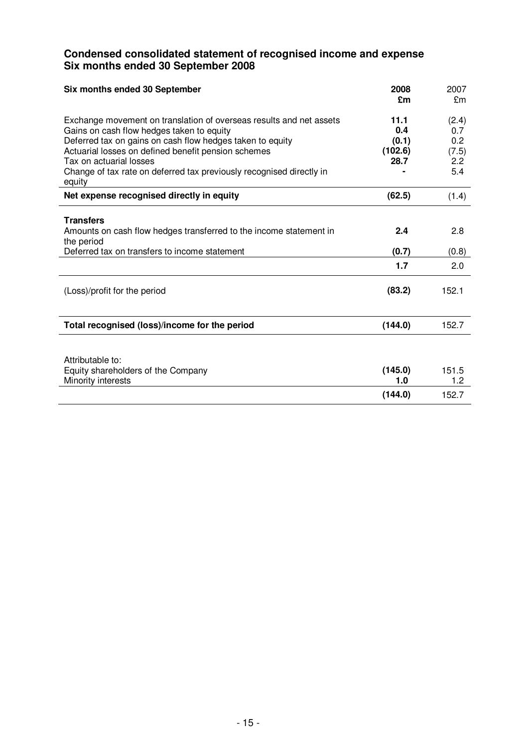## Condensed consolidated statement of recognised income and expense
## Six months ended 30 September 2008

| Six months ended 30 September | 2008 £m | 2007 £m |
|---|---|---|
| Exchange movement on translation of overseas results and net assets | 11.1 | (2.4) |
| Gains on cash flow hedges taken to equity | 0.4 | 0.7 |
| Deferred tax on gains on cash flow hedges taken to equity | (0.1) | 0.2 |
| Actuarial losses on defined benefit pension schemes | (102.6) | (7.5) |
| Tax on actuarial losses | 28.7 | 2.2 |
| Change of tax rate on deferred tax previously recognised directly in equity | - | 5.4 |
| **Net expense recognised directly in equity** | **(62.5)** | (1.4) |
| **Transfers** | | |
| Amounts on cash flow hedges transferred to the income statement in the period | 2.4 | 2.8 |
| Deferred tax on transfers to income statement | (0.7) | (0.8) |
| | 1.7 | 2.0 |
| (Loss)/profit for the period | (83.2) | 152.1 |
| **Total recognised (loss)/income for the period** | **(144.0)** | 152.7 |
| Attributable to: | | |
| Equity shareholders of the Company | (145.0) | 151.5 |
| Minority interests | 1.0 | 1.2 |
| | (144.0) | 152.7 |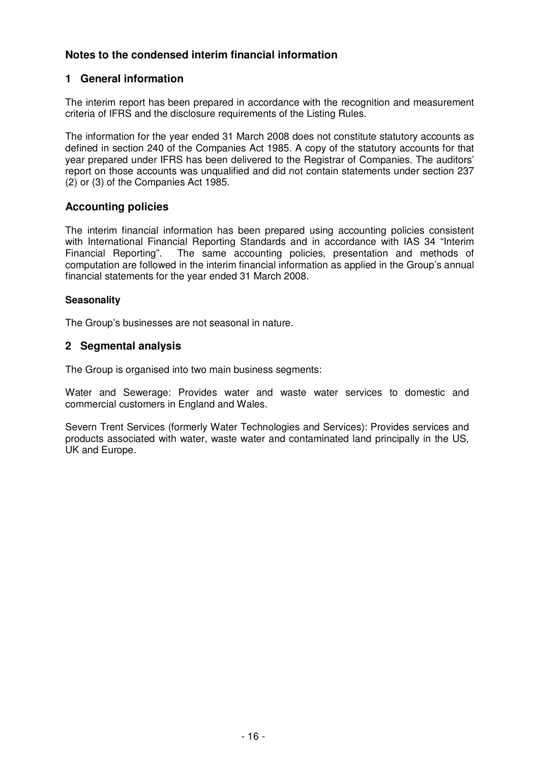## Notes to the condensed interim financial information

### 1 General information

The interim report has been prepared in accordance with the recognition and measurement criteria of IFRS and the disclosure requirements of the Listing Rules.

The information for the year ended 31 March 2008 does not constitute statutory accounts as defined in section 240 of the Companies Act 1985. A copy of the statutory accounts for that year prepared under IFRS has been delivered to the Registrar of Companies. The auditors' report on those accounts was unqualified and did not contain statements under section 237 (2) or (3) of the Companies Act 1985.

### Accounting policies

The interim financial information has been prepared using accounting policies consistent with International Financial Reporting Standards and in accordance with IAS 34 "Interim Financial Reporting". The same accounting policies, presentation and methods of computation are followed in the interim financial information as applied in the Group's annual financial statements for the year ended 31 March 2008.

#### Seasonality

The Group's businesses are not seasonal in nature.

### 2 Segmental analysis

The Group is organised into two main business segments:

Water and Sewerage: Provides water and waste water services to domestic and commercial customers in England and Wales.

Severn Trent Services (formerly Water Technologies and Services): Provides services and products associated with water, waste water and contaminated land principally in the US, UK and Europe.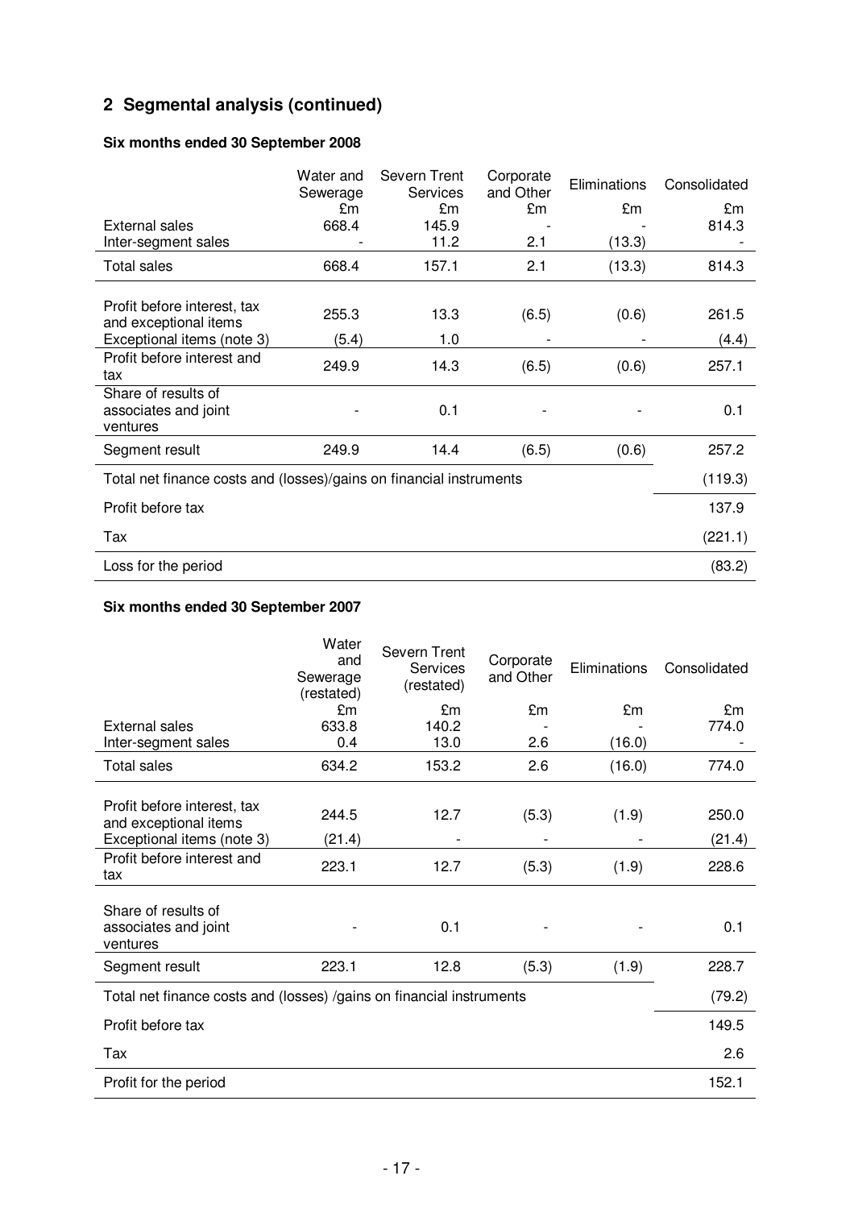## 2 Segmental analysis (continued)

### Six months ended 30 September 2008

| | Water and Sewerage | Severn Trent Services | Corporate and Other | Eliminations | Consolidated |
|---|---|---|---|---|---|
| | £m | £m | £m | £m | £m |
| External sales | 668.4 | 145.9 | - | - | 814.3 |
| Inter-segment sales | - | 11.2 | 2.1 | (13.3) | - |
| Total sales | 668.4 | 157.1 | 2.1 | (13.3) | 814.3 |
| Profit before interest, tax and exceptional items | 255.3 | 13.3 | (6.5) | (0.6) | 261.5 |
| Exceptional items (note 3) | (5.4) | 1.0 | - | - | (4.4) |
| Profit before interest and tax | 249.9 | 14.3 | (6.5) | (0.6) | 257.1 |
| Share of results of associates and joint ventures | - | 0.1 | - | - | 0.1 |
| Segment result | 249.9 | 14.4 | (6.5) | (0.6) | 257.2 |
| Total net finance costs and (losses)/gains on financial instruments | | | | | (119.3) |
| Profit before tax | | | | | 137.9 |
| Tax | | | | | (221.1) |
| Loss for the period | | | | | (83.2) |

### Six months ended 30 September 2007

| | Water and Sewerage (restated) | Severn Trent Services (restated) | Corporate and Other | Eliminations | Consolidated |
|---|---|---|---|---|---|
| | £m | £m | £m | £m | £m |
| External sales | 633.8 | 140.2 | - | - | 774.0 |
| Inter-segment sales | 0.4 | 13.0 | 2.6 | (16.0) | - |
| Total sales | 634.2 | 153.2 | 2.6 | (16.0) | 774.0 |
| Profit before interest, tax and exceptional items | 244.5 | 12.7 | (5.3) | (1.9) | 250.0 |
| Exceptional items (note 3) | (21.4) | - | - | - | (21.4) |
| Profit before interest and tax | 223.1 | 12.7 | (5.3) | (1.9) | 228.6 |
| Share of results of associates and joint ventures | - | 0.1 | - | - | 0.1 |
| Segment result | 223.1 | 12.8 | (5.3) | (1.9) | 228.7 |
| Total net finance costs and (losses) /gains on financial instruments | | | | | (79.2) |
| Profit before tax | | | | | 149.5 |
| Tax | | | | | 2.6 |
| Profit for the period | | | | | 152.1 |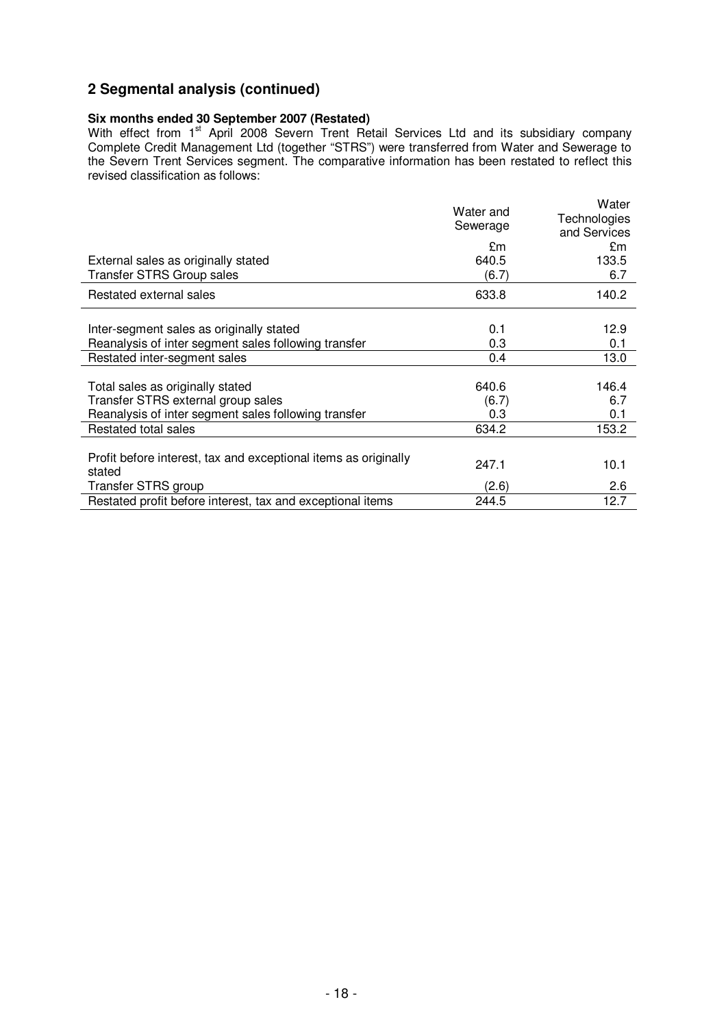## 2 Segmental analysis (continued)

**Six months ended 30 September 2007 (Restated)**

With effect from 1st April 2008 Severn Trent Retail Services Ltd and its subsidiary company Complete Credit Management Ltd (together "STRS") were transferred from Water and Sewerage to the Severn Trent Services segment. The comparative information has been restated to reflect this revised classification as follows:

| | Water and Sewerage | Water Technologies and Services |
|---|---|---|
| | £m | £m |
| External sales as originally stated | 640.5 | 133.5 |
| Transfer STRS Group sales | (6.7) | 6.7 |
| Restated external sales | 633.8 | 140.2 |
| | | |
| Inter-segment sales as originally stated | 0.1 | 12.9 |
| Reanalysis of inter segment sales following transfer | 0.3 | 0.1 |
| Restated inter-segment sales | 0.4 | 13.0 |
| | | |
| Total sales as originally stated | 640.6 | 146.4 |
| Transfer STRS external group sales | (6.7) | 6.7 |
| Reanalysis of inter segment sales following transfer | 0.3 | 0.1 |
| Restated total sales | 634.2 | 153.2 |
| | | |
| Profit before interest, tax and exceptional items as originally stated | 247.1 | 10.1 |
| Transfer STRS group | (2.6) | 2.6 |
| Restated profit before interest, tax and exceptional items | 244.5 | 12.7 |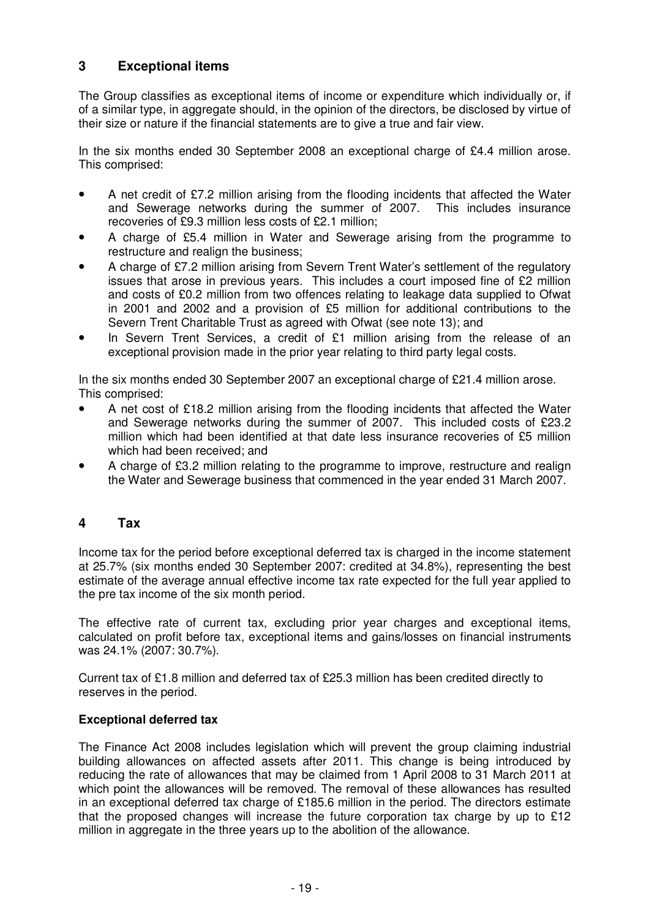## 3 Exceptional items

The Group classifies as exceptional items of income or expenditure which individually or, if of a similar type, in aggregate should, in the opinion of the directors, be disclosed by virtue of their size or nature if the financial statements are to give a true and fair view.

In the six months ended 30 September 2008 an exceptional charge of £4.4 million arose. This comprised:

- A net credit of £7.2 million arising from the flooding incidents that affected the Water and Sewerage networks during the summer of 2007. This includes insurance recoveries of £9.3 million less costs of £2.1 million;
- A charge of £5.4 million in Water and Sewerage arising from the programme to restructure and realign the business;
- A charge of £7.2 million arising from Severn Trent Water's settlement of the regulatory issues that arose in previous years. This includes a court imposed fine of £2 million and costs of £0.2 million from two offences relating to leakage data supplied to Ofwat in 2001 and 2002 and a provision of £5 million for additional contributions to the Severn Trent Charitable Trust as agreed with Ofwat (see note 13); and
- In Severn Trent Services, a credit of £1 million arising from the release of an exceptional provision made in the prior year relating to third party legal costs.

In the six months ended 30 September 2007 an exceptional charge of £21.4 million arose. This comprised:

- A net cost of £18.2 million arising from the flooding incidents that affected the Water and Sewerage networks during the summer of 2007. This included costs of £23.2 million which had been identified at that date less insurance recoveries of £5 million which had been received; and
- A charge of £3.2 million relating to the programme to improve, restructure and realign the Water and Sewerage business that commenced in the year ended 31 March 2007.

## 4 Tax

Income tax for the period before exceptional deferred tax is charged in the income statement at 25.7% (six months ended 30 September 2007: credited at 34.8%), representing the best estimate of the average annual effective income tax rate expected for the full year applied to the pre tax income of the six month period.

The effective rate of current tax, excluding prior year charges and exceptional items, calculated on profit before tax, exceptional items and gains/losses on financial instruments was 24.1% (2007: 30.7%).

Current tax of £1.8 million and deferred tax of £25.3 million has been credited directly to reserves in the period.

**Exceptional deferred tax**

The Finance Act 2008 includes legislation which will prevent the group claiming industrial building allowances on affected assets after 2011. This change is being introduced by reducing the rate of allowances that may be claimed from 1 April 2008 to 31 March 2011 at which point the allowances will be removed. The removal of these allowances has resulted in an exceptional deferred tax charge of £185.6 million in the period. The directors estimate that the proposed changes will increase the future corporation tax charge by up to £12 million in aggregate in the three years up to the abolition of the allowance.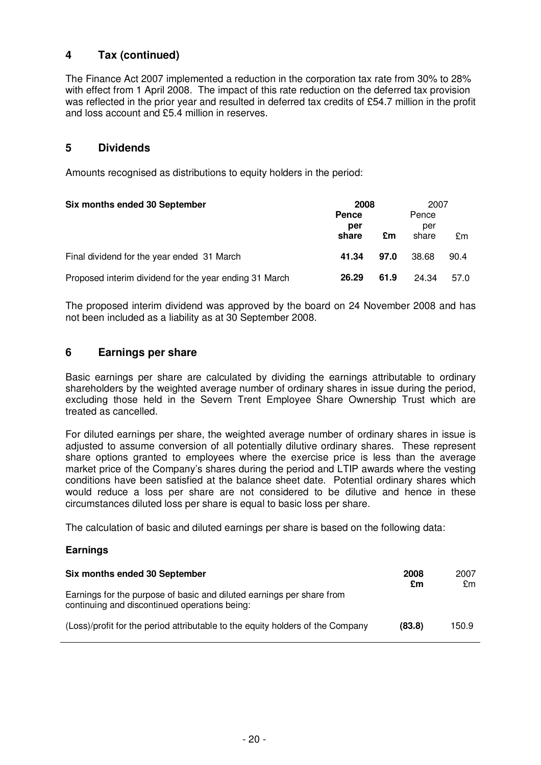## 4 Tax (continued)

The Finance Act 2007 implemented a reduction in the corporation tax rate from 30% to 28% with effect from 1 April 2008. The impact of this rate reduction on the deferred tax provision was reflected in the prior year and resulted in deferred tax credits of £54.7 million in the profit and loss account and £5.4 million in reserves.

## 5 Dividends

Amounts recognised as distributions to equity holders in the period:

| Six months ended 30 September | 2008 | | 2007 | |
|---|---|---|---|---|
| | **Pence per share** | **£m** | Pence per share | £m |
| Final dividend for the year ended 31 March | **41.34** | **97.0** | 38.68 | 90.4 |
| Proposed interim dividend for the year ending 31 March | **26.29** | **61.9** | 24.34 | 57.0 |

The proposed interim dividend was approved by the board on 24 November 2008 and has not been included as a liability as at 30 September 2008.

## 6 Earnings per share

Basic earnings per share are calculated by dividing the earnings attributable to ordinary shareholders by the weighted average number of ordinary shares in issue during the period, excluding those held in the Severn Trent Employee Share Ownership Trust which are treated as cancelled.

For diluted earnings per share, the weighted average number of ordinary shares in issue is adjusted to assume conversion of all potentially dilutive ordinary shares. These represent share options granted to employees where the exercise price is less than the average market price of the Company's shares during the period and LTIP awards where the vesting conditions have been satisfied at the balance sheet date. Potential ordinary shares which would reduce a loss per share are not considered to be dilutive and hence in these circumstances diluted loss per share is equal to basic loss per share.

The calculation of basic and diluted earnings per share is based on the following data:

### Earnings

| Six months ended 30 September | 2008 £m | 2007 £m |
|---|---|---|
| Earnings for the purpose of basic and diluted earnings per share from continuing and discontinued operations being: | | |
| (Loss)/profit for the period attributable to the equity holders of the Company | **(83.8)** | 150.9 |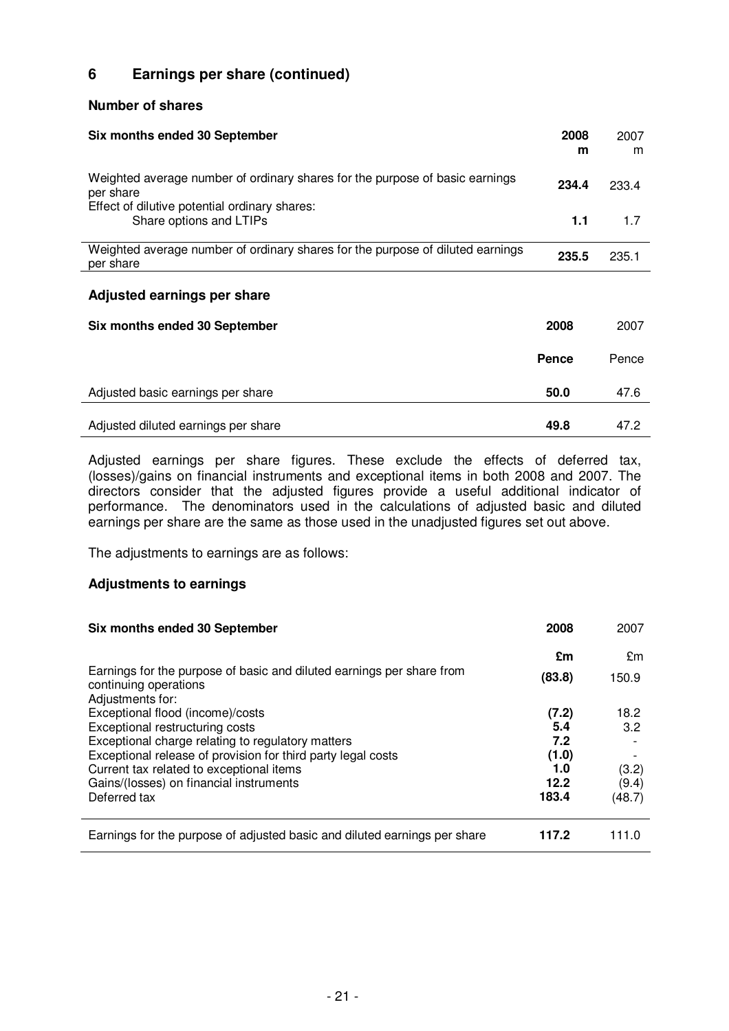## 6 Earnings per share (continued)

### Number of shares

| Six months ended 30 September | 2008<br>m | 2007<br>m |
|---|---|---|
| Weighted average number of ordinary shares for the purpose of basic earnings per share | **234.4** | 233.4 |
| Effect of dilutive potential ordinary shares: | | |
| Share options and LTIPs | **1.1** | 1.7 |
| Weighted average number of ordinary shares for the purpose of diluted earnings per share | **235.5** | 235.1 |

### Adjusted earnings per share

| Six months ended 30 September | 2008 | 2007 |
|---|---|---|
| | **Pence** | Pence |
| Adjusted basic earnings per share | **50.0** | 47.6 |
| Adjusted diluted earnings per share | **49.8** | 47.2 |

Adjusted earnings per share figures. These exclude the effects of deferred tax, (losses)/gains on financial instruments and exceptional items in both 2008 and 2007. The directors consider that the adjusted figures provide a useful additional indicator of performance. The denominators used in the calculations of adjusted basic and diluted earnings per share are the same as those used in the unadjusted figures set out above.

The adjustments to earnings are as follows:

### Adjustments to earnings

| Six months ended 30 September | 2008 | 2007 |
|---|---|---|
| | **£m** | £m |
| Earnings for the purpose of basic and diluted earnings per share from continuing operations | **(83.8)** | 150.9 |
| Adjustments for: | | |
| Exceptional flood (income)/costs | **(7.2)** | 18.2 |
| Exceptional restructuring costs | **5.4** | 3.2 |
| Exceptional charge relating to regulatory matters | **7.2** | - |
| Exceptional release of provision for third party legal costs | **(1.0)** | - |
| Current tax related to exceptional items | **1.0** | (3.2) |
| Gains/(losses) on financial instruments | **12.2** | (9.4) |
| Deferred tax | **183.4** | (48.7) |
| Earnings for the purpose of adjusted basic and diluted earnings per share | **117.2** | 111.0 |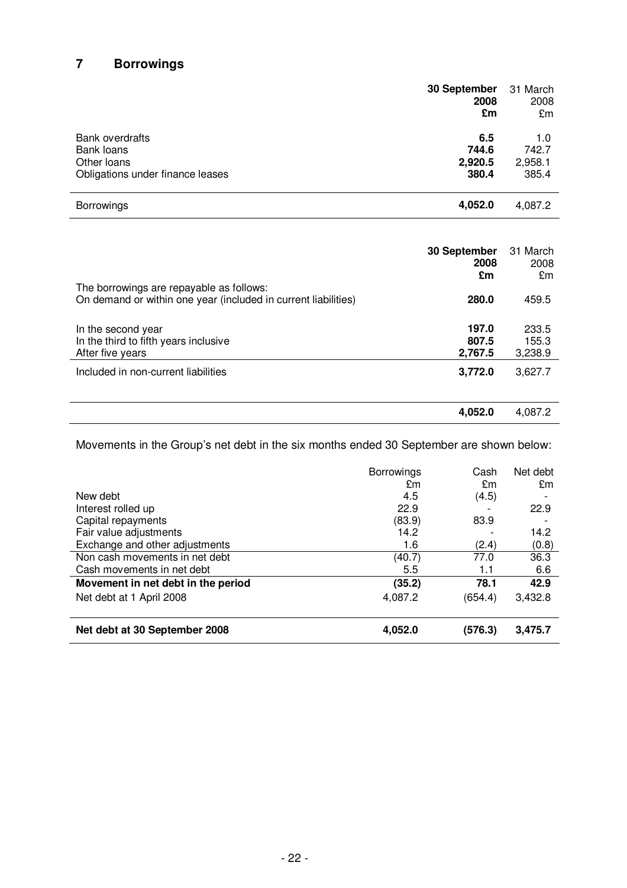## 7 Borrowings

| | 30 September 2008 £m | 31 March 2008 £m |
|---|---|---|
| Bank overdrafts | **6.5** | 1.0 |
| Bank loans | **744.6** | 742.7 |
| Other loans | **2,920.5** | 2,958.1 |
| Obligations under finance leases | **380.4** | 385.4 |
| Borrowings | **4,052.0** | 4,087.2 |

| | 30 September 2008 £m | 31 March 2008 £m |
|---|---|---|
| The borrowings are repayable as follows: | | |
| On demand or within one year (included in current liabilities) | **280.0** | 459.5 |
| In the second year | **197.0** | 233.5 |
| In the third to fifth years inclusive | **807.5** | 155.3 |
| After five years | **2,767.5** | 3,238.9 |
| Included in non-current liabilities | **3,772.0** | 3,627.7 |
| | **4,052.0** | 4,087.2 |

Movements in the Group's net debt in the six months ended 30 September are shown below:

| | Borrowings £m | Cash £m | Net debt £m |
|---|---|---|---|
| New debt | 4.5 | (4.5) | - |
| Interest rolled up | 22.9 | - | 22.9 |
| Capital repayments | (83.9) | 83.9 | - |
| Fair value adjustments | 14.2 | - | 14.2 |
| Exchange and other adjustments | 1.6 | (2.4) | (0.8) |
| Non cash movements in net debt | (40.7) | 77.0 | 36.3 |
| Cash movements in net debt | 5.5 | 1.1 | 6.6 |
| **Movement in net debt in the period** | **(35.2)** | **78.1** | **42.9** |
| Net debt at 1 April 2008 | 4,087.2 | (654.4) | 3,432.8 |
| **Net debt at 30 September 2008** | **4,052.0** | **(576.3)** | **3,475.7** |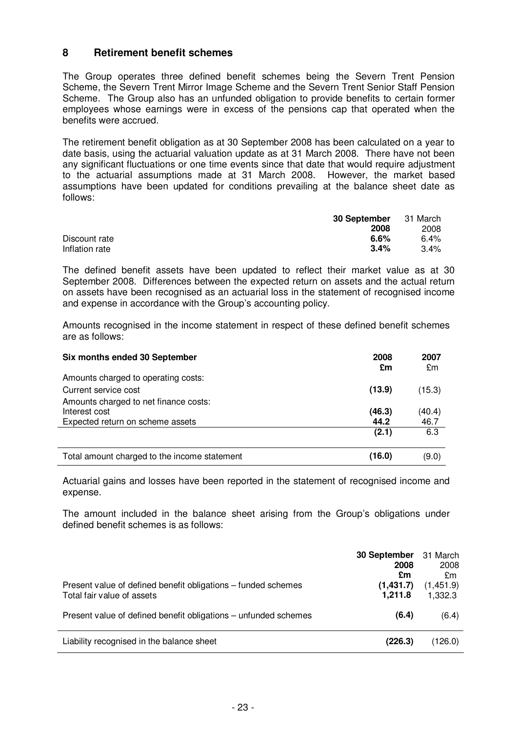## 8 Retirement benefit schemes

The Group operates three defined benefit schemes being the Severn Trent Pension Scheme, the Severn Trent Mirror Image Scheme and the Severn Trent Senior Staff Pension Scheme. The Group also has an unfunded obligation to provide benefits to certain former employees whose earnings were in excess of the pensions cap that operated when the benefits were accrued.

The retirement benefit obligation as at 30 September 2008 has been calculated on a year to date basis, using the actuarial valuation update as at 31 March 2008. There have not been any significant fluctuations or one time events since that date that would require adjustment to the actuarial assumptions made at 31 March 2008. However, the market based assumptions have been updated for conditions prevailing at the balance sheet date as follows:

| | **30 September 2008** | 31 March 2008 |
|---|---|---|
| Discount rate | **6.6%** | 6.4% |
| Inflation rate | **3.4%** | 3.4% |

The defined benefit assets have been updated to reflect their market value as at 30 September 2008. Differences between the expected return on assets and the actual return on assets have been recognised as an actuarial loss in the statement of recognised income and expense in accordance with the Group's accounting policy.

Amounts recognised in the income statement in respect of these defined benefit schemes are as follows:

| **Six months ended 30 September** | **2008 £m** | **2007** £m |
|---|---|---|
| Amounts charged to operating costs: | | |
| Current service cost | **(13.9)** | (15.3) |
| Amounts charged to net finance costs: | | |
| Interest cost | **(46.3)** | (40.4) |
| Expected return on scheme assets | **44.2** | 46.7 |
| | **(2.1)** | 6.3 |
| Total amount charged to the income statement | **(16.0)** | (9.0) |

Actuarial gains and losses have been reported in the statement of recognised income and expense.

The amount included in the balance sheet arising from the Group's obligations under defined benefit schemes is as follows:

| | **30 September 2008 £m** | 31 March 2008 £m |
|---|---|---|
| Present value of defined benefit obligations – funded schemes | **(1,431.7)** | (1,451.9) |
| Total fair value of assets | **1,211.8** | 1,332.3 |
| Present value of defined benefit obligations – unfunded schemes | **(6.4)** | (6.4) |
| Liability recognised in the balance sheet | **(226.3)** | (126.0) |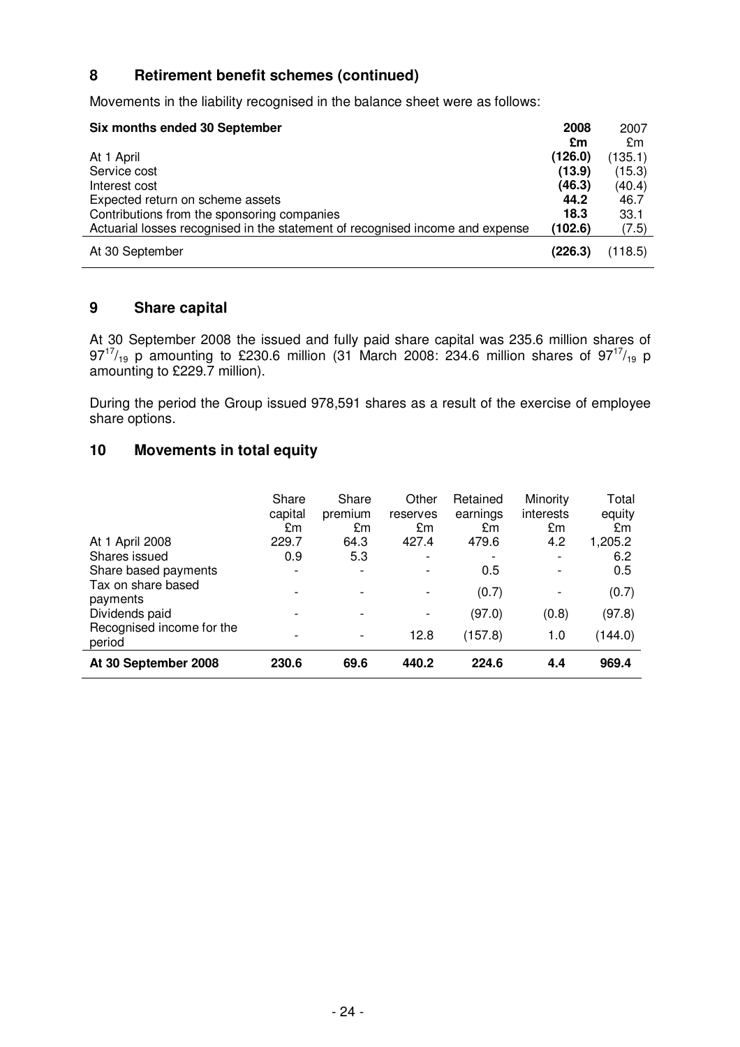## 8 Retirement benefit schemes (continued)

Movements in the liability recognised in the balance sheet were as follows:

| Six months ended 30 September | 2008 | 2007 |
|---|---|---|
| | £m | £m |
| At 1 April | (126.0) | (135.1) |
| Service cost | (13.9) | (15.3) |
| Interest cost | (46.3) | (40.4) |
| Expected return on scheme assets | 44.2 | 46.7 |
| Contributions from the sponsoring companies | 18.3 | 33.1 |
| Actuarial losses recognised in the statement of recognised income and expense | (102.6) | (7.5) |
| At 30 September | (226.3) | (118.5) |

## 9 Share capital

At 30 September 2008 the issued and fully paid share capital was 235.6 million shares of $97^{17}/_{19}$ p amounting to £230.6 million (31 March 2008: 234.6 million shares of $97^{17}/_{19}$ p amounting to £229.7 million).

During the period the Group issued 978,591 shares as a result of the exercise of employee share options.

## 10 Movements in total equity

| | Share capital | Share premium | Other reserves | Retained earnings | Minority interests | Total equity |
|---|---|---|---|---|---|---|
| | £m | £m | £m | £m | £m | £m |
| At 1 April 2008 | 229.7 | 64.3 | 427.4 | 479.6 | 4.2 | 1,205.2 |
| Shares issued | 0.9 | 5.3 | - | - | - | 6.2 |
| Share based payments | - | - | - | 0.5 | - | 0.5 |
| Tax on share based payments | - | - | - | (0.7) | - | (0.7) |
| Dividends paid | - | - | - | (97.0) | (0.8) | (97.8) |
| Recognised income for the period | - | - | 12.8 | (157.8) | 1.0 | (144.0) |
| **At 30 September 2008** | **230.6** | **69.6** | **440.2** | **224.6** | **4.4** | **969.4** |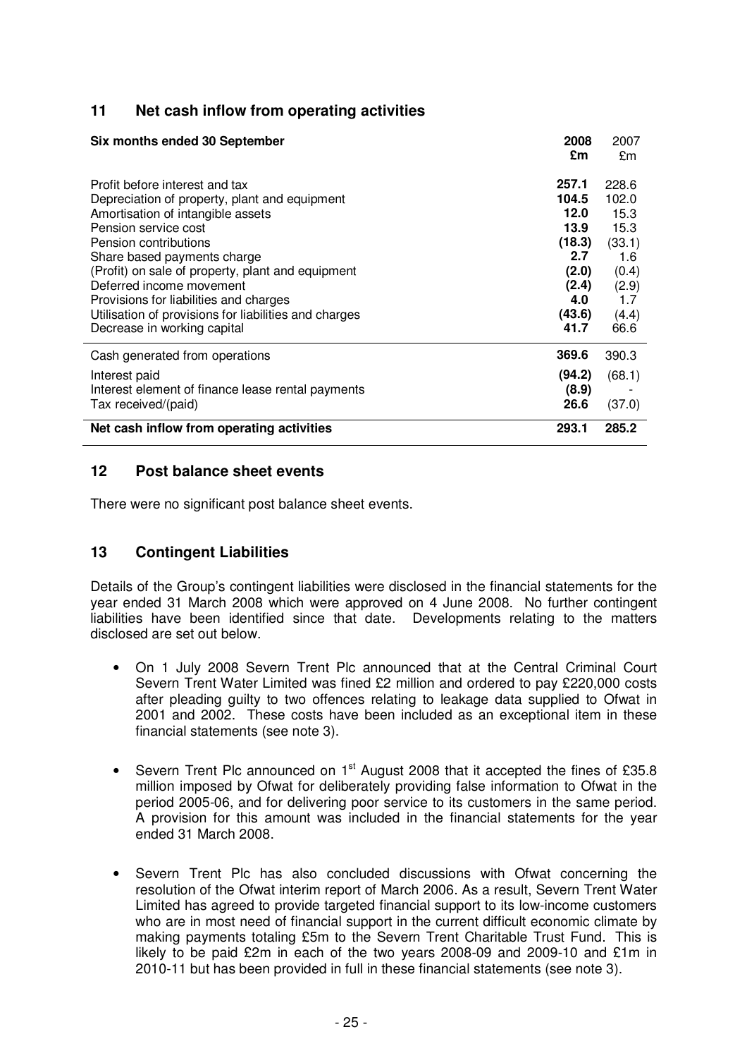## 11 Net cash inflow from operating activities

| Six months ended 30 September | 2008 £m | 2007 £m |
|---|---|---|
| Profit before interest and tax | **257.1** | 228.6 |
| Depreciation of property, plant and equipment | **104.5** | 102.0 |
| Amortisation of intangible assets | **12.0** | 15.3 |
| Pension service cost | **13.9** | 15.3 |
| Pension contributions | **(18.3)** | (33.1) |
| Share based payments charge | **2.7** | 1.6 |
| (Profit) on sale of property, plant and equipment | **(2.0)** | (0.4) |
| Deferred income movement | **(2.4)** | (2.9) |
| Provisions for liabilities and charges | **4.0** | 1.7 |
| Utilisation of provisions for liabilities and charges | **(43.6)** | (4.4) |
| Decrease in working capital | **41.7** | 66.6 |
| Cash generated from operations | **369.6** | 390.3 |
| Interest paid | **(94.2)** | (68.1) |
| Interest element of finance lease rental payments | **(8.9)** | - |
| Tax received/(paid) | **26.6** | (37.0) |
| **Net cash inflow from operating activities** | **293.1** | **285.2** |

## 12 Post balance sheet events

There were no significant post balance sheet events.

## 13 Contingent Liabilities

Details of the Group's contingent liabilities were disclosed in the financial statements for the year ended 31 March 2008 which were approved on 4 June 2008. No further contingent liabilities have been identified since that date. Developments relating to the matters disclosed are set out below.

- On 1 July 2008 Severn Trent Plc announced that at the Central Criminal Court Severn Trent Water Limited was fined £2 million and ordered to pay £220,000 costs after pleading guilty to two offences relating to leakage data supplied to Ofwat in 2001 and 2002. These costs have been included as an exceptional item in these financial statements (see note 3).

- Severn Trent Plc announced on 1st August 2008 that it accepted the fines of £35.8 million imposed by Ofwat for deliberately providing false information to Ofwat in the period 2005-06, and for delivering poor service to its customers in the same period. A provision for this amount was included in the financial statements for the year ended 31 March 2008.

- Severn Trent Plc has also concluded discussions with Ofwat concerning the resolution of the Ofwat interim report of March 2006. As a result, Severn Trent Water Limited has agreed to provide targeted financial support to its low-income customers who are in most need of financial support in the current difficult economic climate by making payments totaling £5m to the Severn Trent Charitable Trust Fund. This is likely to be paid £2m in each of the two years 2008-09 and 2009-10 and £1m in 2010-11 but has been provided in full in these financial statements (see note 3).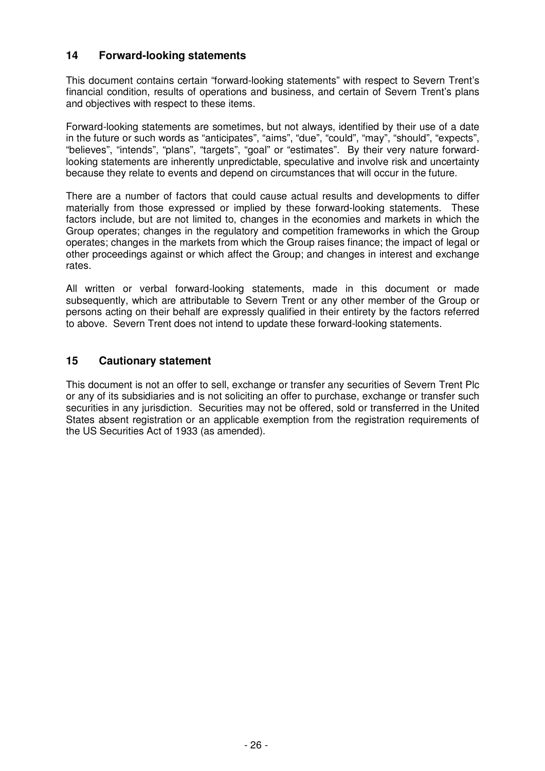## 14 Forward-looking statements

This document contains certain "forward-looking statements" with respect to Severn Trent's financial condition, results of operations and business, and certain of Severn Trent's plans and objectives with respect to these items.

Forward-looking statements are sometimes, but not always, identified by their use of a date in the future or such words as "anticipates", "aims", "due", "could", "may", "should", "expects", "believes", "intends", "plans", "targets", "goal" or "estimates". By their very nature forward-looking statements are inherently unpredictable, speculative and involve risk and uncertainty because they relate to events and depend on circumstances that will occur in the future.

There are a number of factors that could cause actual results and developments to differ materially from those expressed or implied by these forward-looking statements. These factors include, but are not limited to, changes in the economies and markets in which the Group operates; changes in the regulatory and competition frameworks in which the Group operates; changes in the markets from which the Group raises finance; the impact of legal or other proceedings against or which affect the Group; and changes in interest and exchange rates.

All written or verbal forward-looking statements, made in this document or made subsequently, which are attributable to Severn Trent or any other member of the Group or persons acting on their behalf are expressly qualified in their entirety by the factors referred to above. Severn Trent does not intend to update these forward-looking statements.

## 15 Cautionary statement

This document is not an offer to sell, exchange or transfer any securities of Severn Trent Plc or any of its subsidiaries and is not soliciting an offer to purchase, exchange or transfer such securities in any jurisdiction. Securities may not be offered, sold or transferred in the United States absent registration or an applicable exemption from the registration requirements of the US Securities Act of 1933 (as amended).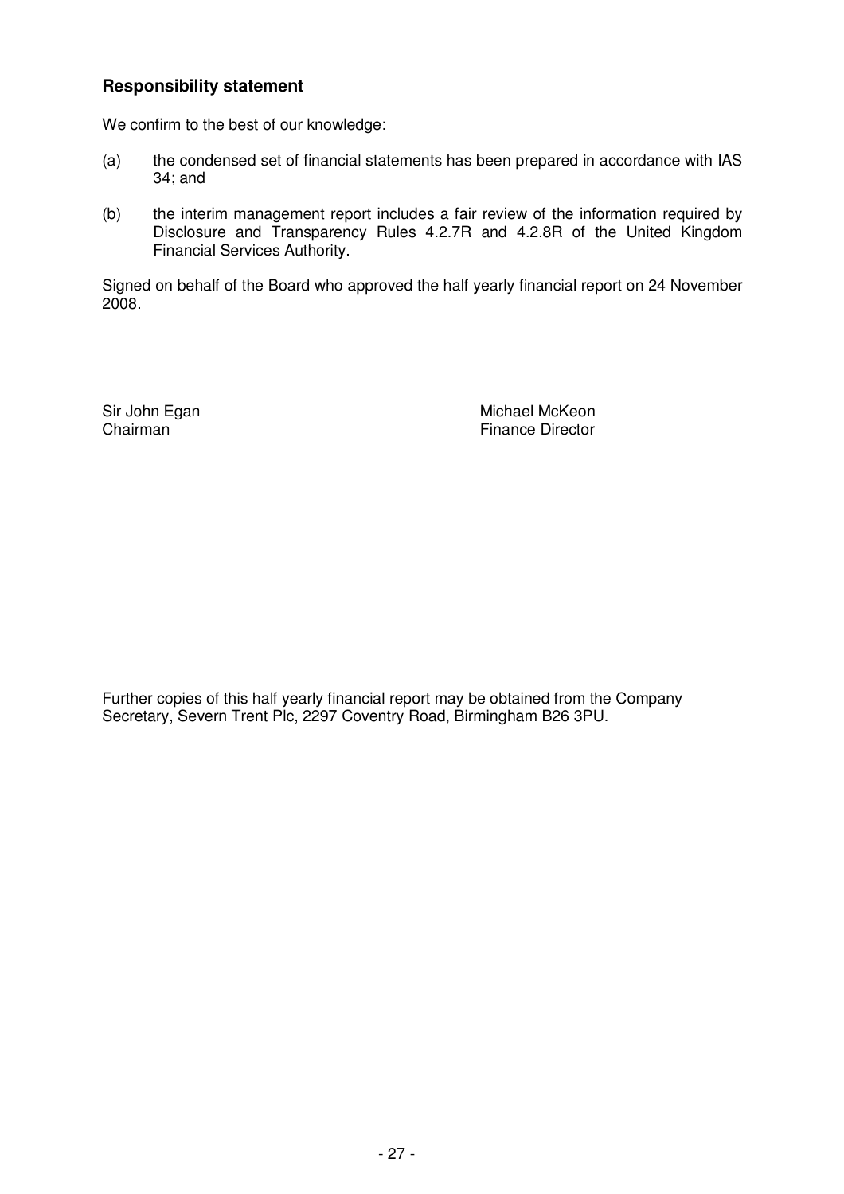## Responsibility statement

We confirm to the best of our knowledge:

(a) the condensed set of financial statements has been prepared in accordance with IAS 34; and

(b) the interim management report includes a fair review of the information required by Disclosure and Transparency Rules 4.2.7R and 4.2.8R of the United Kingdom Financial Services Authority.

Signed on behalf of the Board who approved the half yearly financial report on 24 November 2008.

Sir John Egan
Chairman

Michael McKeon
Finance Director

Further copies of this half yearly financial report may be obtained from the Company Secretary, Severn Trent Plc, 2297 Coventry Road, Birmingham B26 3PU.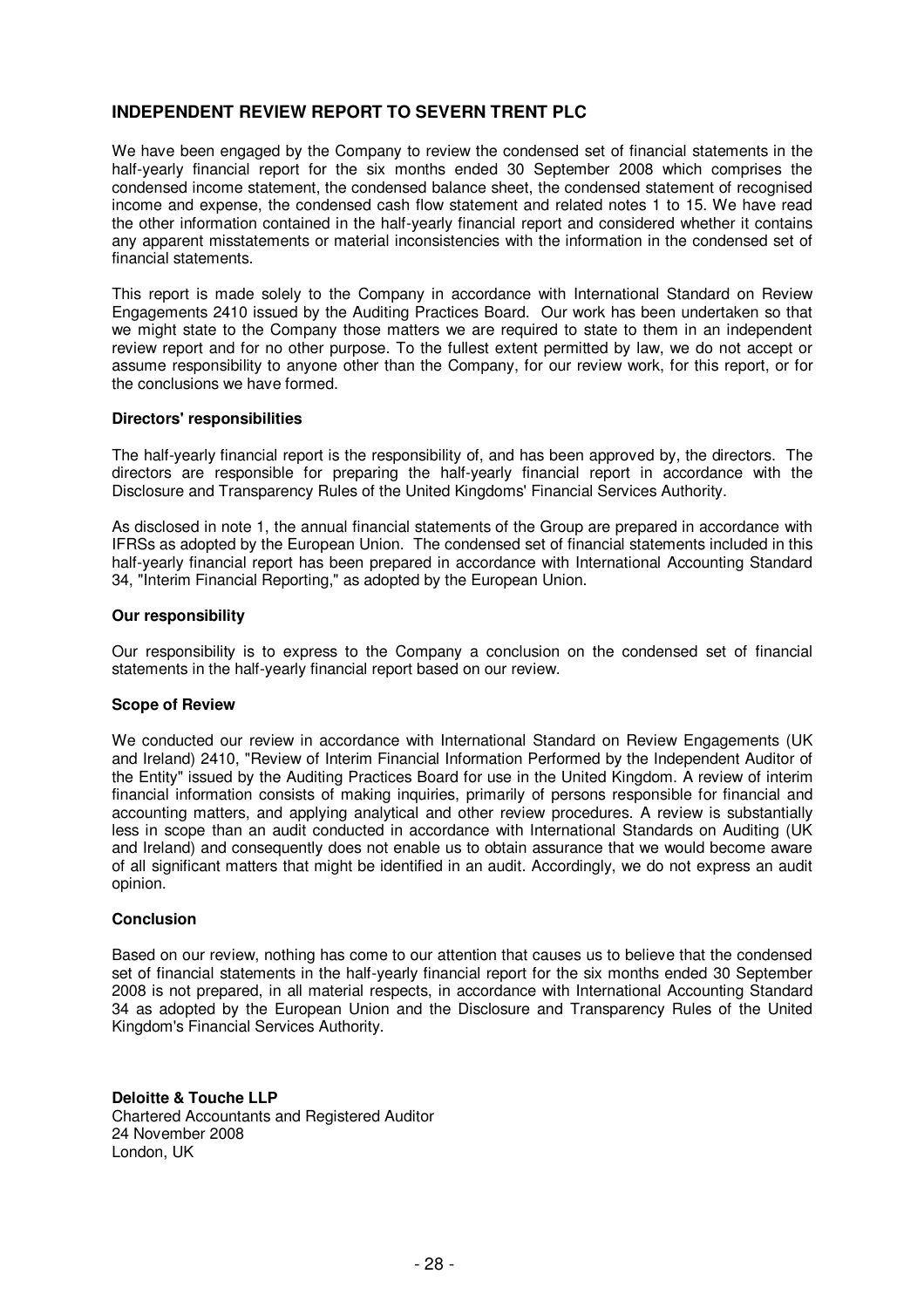## INDEPENDENT REVIEW REPORT TO SEVERN TRENT PLC

We have been engaged by the Company to review the condensed set of financial statements in the half-yearly financial report for the six months ended 30 September 2008 which comprises the condensed income statement, the condensed balance sheet, the condensed statement of recognised income and expense, the condensed cash flow statement and related notes 1 to 15. We have read the other information contained in the half-yearly financial report and considered whether it contains any apparent misstatements or material inconsistencies with the information in the condensed set of financial statements.

This report is made solely to the Company in accordance with International Standard on Review Engagements 2410 issued by the Auditing Practices Board. Our work has been undertaken so that we might state to the Company those matters we are required to state to them in an independent review report and for no other purpose. To the fullest extent permitted by law, we do not accept or assume responsibility to anyone other than the Company, for our review work, for this report, or for the conclusions we have formed.

### Directors' responsibilities

The half-yearly financial report is the responsibility of, and has been approved by, the directors. The directors are responsible for preparing the half-yearly financial report in accordance with the Disclosure and Transparency Rules of the United Kingdoms' Financial Services Authority.

As disclosed in note 1, the annual financial statements of the Group are prepared in accordance with IFRSs as adopted by the European Union. The condensed set of financial statements included in this half-yearly financial report has been prepared in accordance with International Accounting Standard 34, "Interim Financial Reporting," as adopted by the European Union.

### Our responsibility

Our responsibility is to express to the Company a conclusion on the condensed set of financial statements in the half-yearly financial report based on our review.

### Scope of Review

We conducted our review in accordance with International Standard on Review Engagements (UK and Ireland) 2410, "Review of Interim Financial Information Performed by the Independent Auditor of the Entity" issued by the Auditing Practices Board for use in the United Kingdom. A review of interim financial information consists of making inquiries, primarily of persons responsible for financial and accounting matters, and applying analytical and other review procedures. A review is substantially less in scope than an audit conducted in accordance with International Standards on Auditing (UK and Ireland) and consequently does not enable us to obtain assurance that we would become aware of all significant matters that might be identified in an audit. Accordingly, we do not express an audit opinion.

### Conclusion

Based on our review, nothing has come to our attention that causes us to believe that the condensed set of financial statements in the half-yearly financial report for the six months ended 30 September 2008 is not prepared, in all material respects, in accordance with International Accounting Standard 34 as adopted by the European Union and the Disclosure and Transparency Rules of the United Kingdom's Financial Services Authority.

**Deloitte & Touche LLP**
Chartered Accountants and Registered Auditor
24 November 2008
London, UK